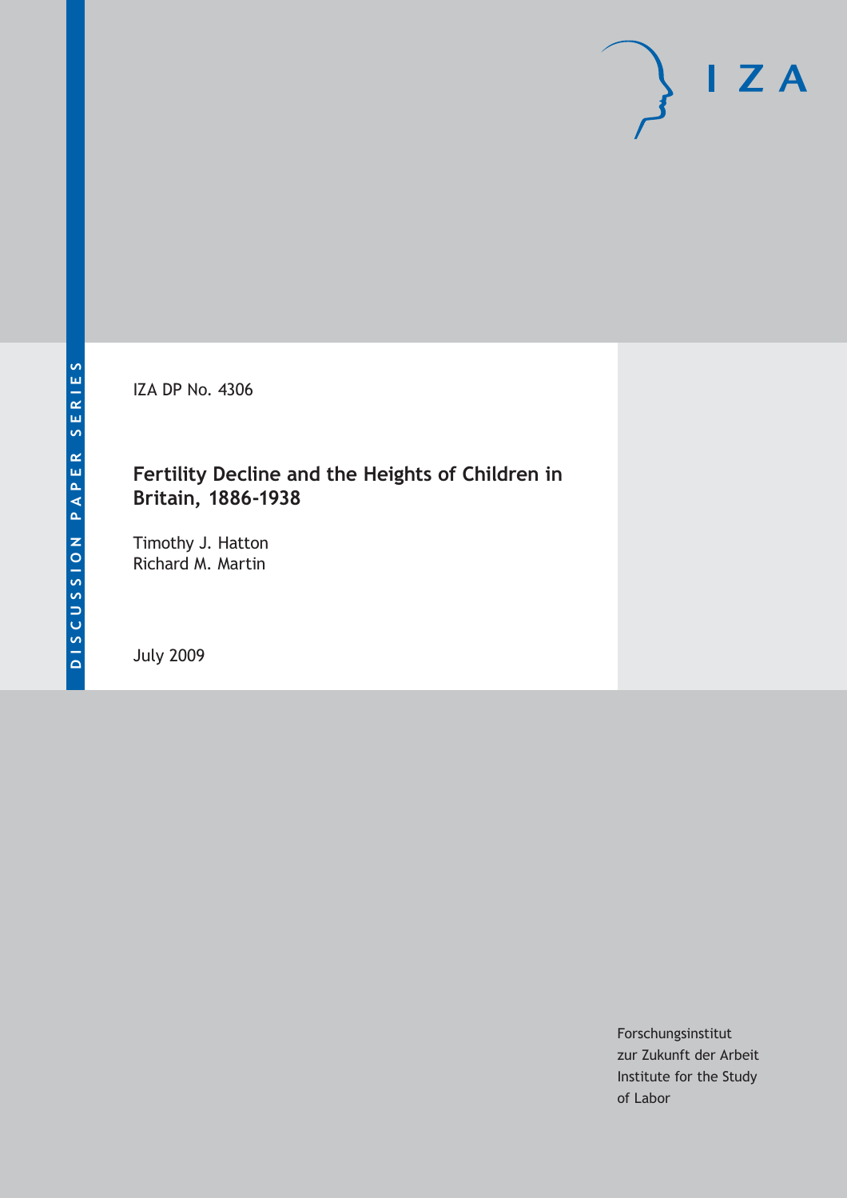IZA DP No. 4306

# Fertility Decline and the Heights of Children in Britain, 1886-1938

Timothy J. Hatton
Richard M. Martin

July 2009

DISCUSSION PAPER SERIES

Forschungsinstitut
zur Zukunft der Arbeit
Institute for the Study
of Labor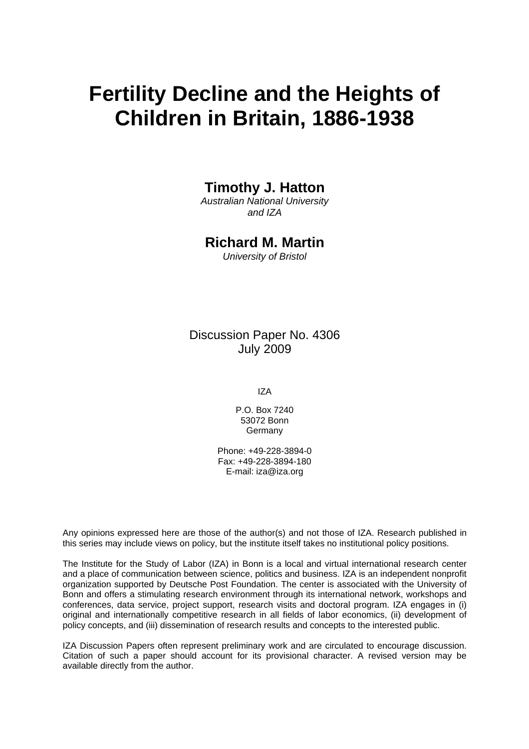# Fertility Decline and the Heights of Children in Britain, 1886-1938

**Timothy J. Hatton**
*Australian National University and IZA*

**Richard M. Martin**
*University of Bristol*

Discussion Paper No. 4306
July 2009

IZA

P.O. Box 7240
53072 Bonn
Germany

Phone: +49-228-3894-0
Fax: +49-228-3894-180
E-mail: iza@iza.org

Any opinions expressed here are those of the author(s) and not those of IZA. Research published in this series may include views on policy, but the institute itself takes no institutional policy positions.

The Institute for the Study of Labor (IZA) in Bonn is a local and virtual international research center and a place of communication between science, politics and business. IZA is an independent nonprofit organization supported by Deutsche Post Foundation. The center is associated with the University of Bonn and offers a stimulating research environment through its international network, workshops and conferences, data service, project support, research visits and doctoral program. IZA engages in (i) original and internationally competitive research in all fields of labor economics, (ii) development of policy concepts, and (iii) dissemination of research results and concepts to the interested public.

IZA Discussion Papers often represent preliminary work and are circulated to encourage discussion. Citation of such a paper should account for its provisional character. A revised version may be available directly from the author.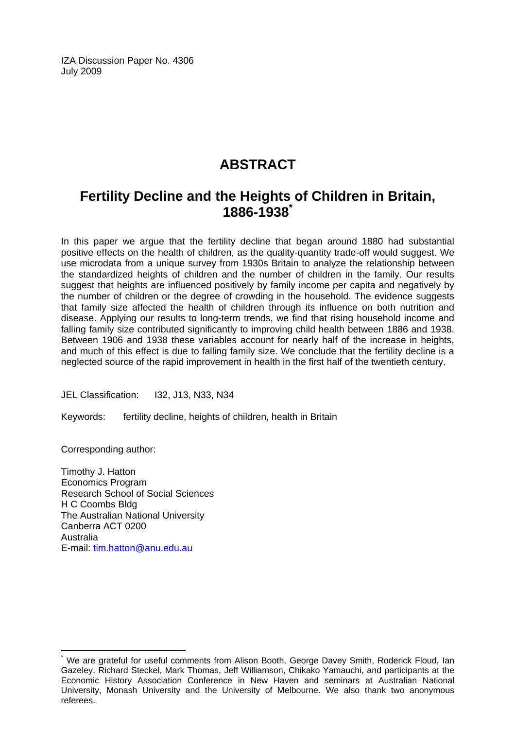IZA Discussion Paper No. 4306
July 2009

# ABSTRACT

## Fertility Decline and the Heights of Children in Britain, 1886-1938[*]

In this paper we argue that the fertility decline that began around 1880 had substantial positive effects on the health of children, as the quality-quantity trade-off would suggest. We use microdata from a unique survey from 1930s Britain to analyze the relationship between the standardized heights of children and the number of children in the family. Our results suggest that heights are influenced positively by family income per capita and negatively by the number of children or the degree of crowding in the household. The evidence suggests that family size affected the health of children through its influence on both nutrition and disease. Applying our results to long-term trends, we find that rising household income and falling family size contributed significantly to improving child health between 1886 and 1938. Between 1906 and 1938 these variables account for nearly half of the increase in heights, and much of this effect is due to falling family size. We conclude that the fertility decline is a neglected source of the rapid improvement in health in the first half of the twentieth century.

JEL Classification: I32, J13, N33, N34

Keywords: fertility decline, heights of children, health in Britain

Corresponding author:

Timothy J. Hatton
Economics Program
Research School of Social Sciences
H C Coombs Bldg
The Australian National University
Canberra ACT 0200
Australia
E-mail: tim.hatton@anu.edu.au

[*] We are grateful for useful comments from Alison Booth, George Davey Smith, Roderick Floud, Ian Gazeley, Richard Steckel, Mark Thomas, Jeff Williamson, Chikako Yamauchi, and participants at the Economic History Association Conference in New Haven and seminars at Australian National University, Monash University and the University of Melbourne. We also thank two anonymous referees.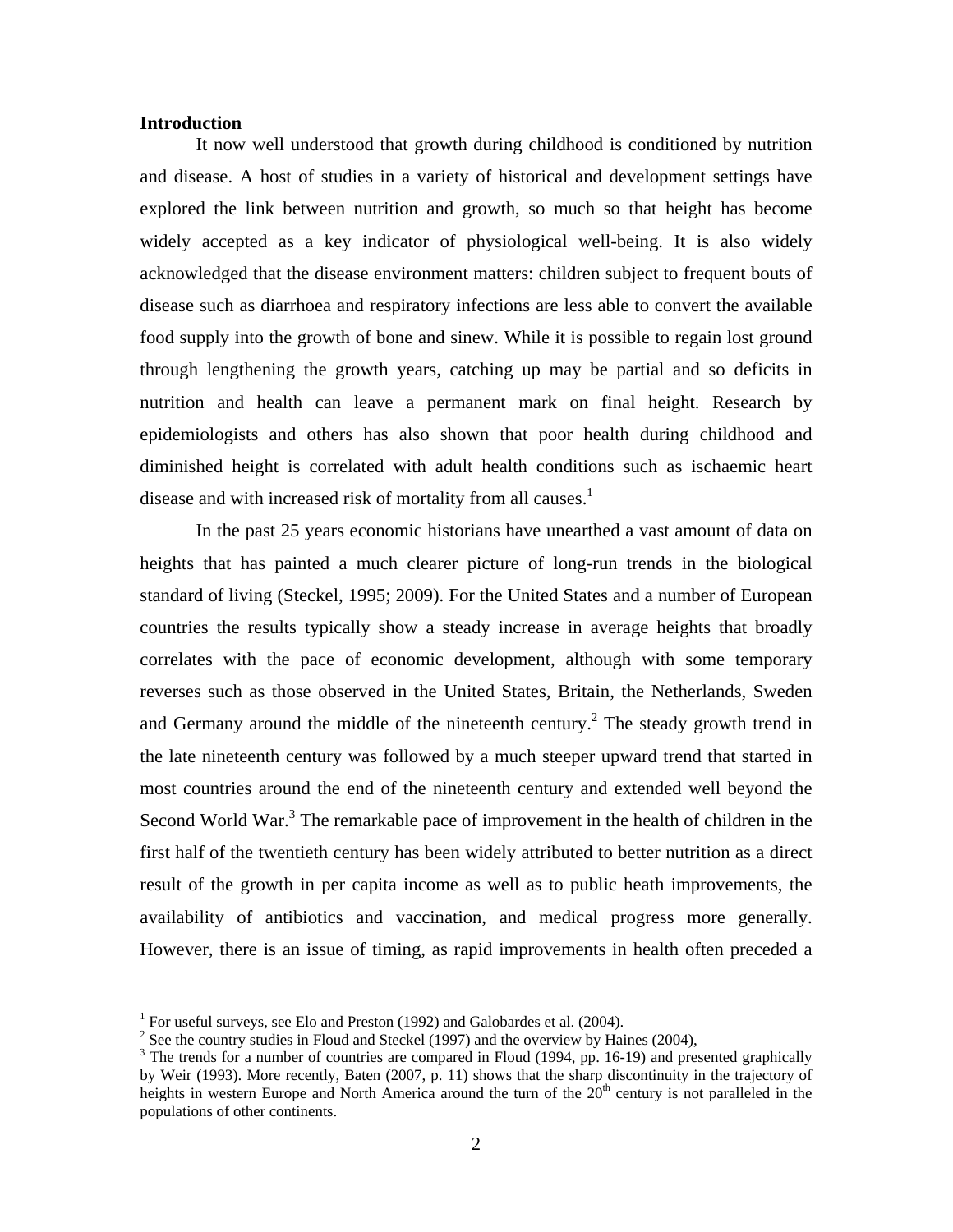## Introduction

It now well understood that growth during childhood is conditioned by nutrition and disease. A host of studies in a variety of historical and development settings have explored the link between nutrition and growth, so much so that height has become widely accepted as a key indicator of physiological well-being. It is also widely acknowledged that the disease environment matters: children subject to frequent bouts of disease such as diarrhoea and respiratory infections are less able to convert the available food supply into the growth of bone and sinew. While it is possible to regain lost ground through lengthening the growth years, catching up may be partial and so deficits in nutrition and health can leave a permanent mark on final height. Research by epidemiologists and others has also shown that poor health during childhood and diminished height is correlated with adult health conditions such as ischaemic heart disease and with increased risk of mortality from all causes.[1]

In the past 25 years economic historians have unearthed a vast amount of data on heights that has painted a much clearer picture of long-run trends in the biological standard of living (Steckel, 1995; 2009). For the United States and a number of European countries the results typically show a steady increase in average heights that broadly correlates with the pace of economic development, although with some temporary reverses such as those observed in the United States, Britain, the Netherlands, Sweden and Germany around the middle of the nineteenth century.[2] The steady growth trend in the late nineteenth century was followed by a much steeper upward trend that started in most countries around the end of the nineteenth century and extended well beyond the Second World War.[3] The remarkable pace of improvement in the health of children in the first half of the twentieth century has been widely attributed to better nutrition as a direct result of the growth in per capita income as well as to public heath improvements, the availability of antibiotics and vaccination, and medical progress more generally. However, there is an issue of timing, as rapid improvements in health often preceded a

---

[1] For useful surveys, see Elo and Preston (1992) and Galobardes et al. (2004).

[2] See the country studies in Floud and Steckel (1997) and the overview by Haines (2004),

[3] The trends for a number of countries are compared in Floud (1994, pp. 16-19) and presented graphically by Weir (1993). More recently, Baten (2007, p. 11) shows that the sharp discontinuity in the trajectory of heights in western Europe and North America around the turn of the 20th century is not paralleled in the populations of other continents.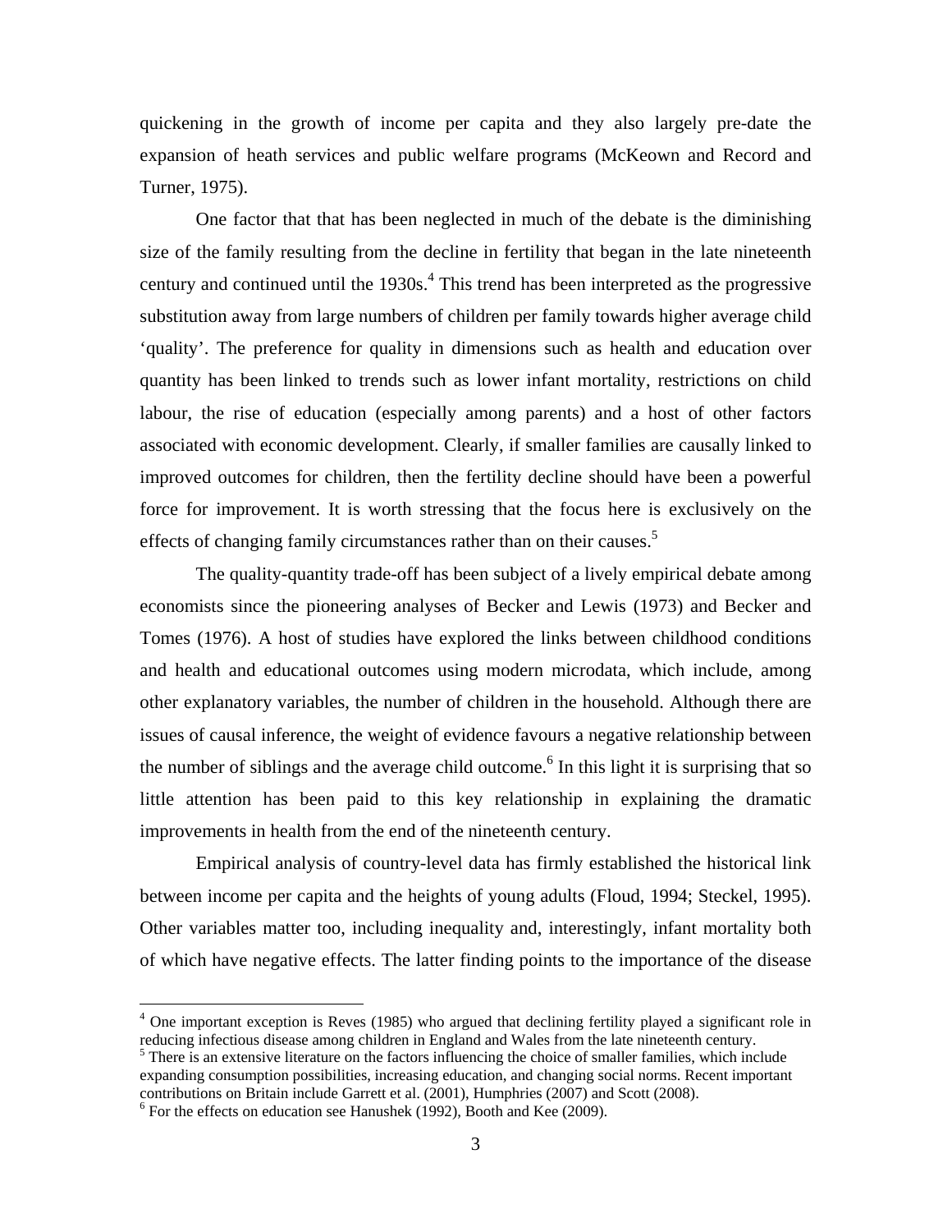quickening in the growth of income per capita and they also largely pre-date the expansion of heath services and public welfare programs (McKeown and Record and Turner, 1975).

One factor that that has been neglected in much of the debate is the diminishing size of the family resulting from the decline in fertility that began in the late nineteenth century and continued until the 1930s.[4] This trend has been interpreted as the progressive substitution away from large numbers of children per family towards higher average child 'quality'. The preference for quality in dimensions such as health and education over quantity has been linked to trends such as lower infant mortality, restrictions on child labour, the rise of education (especially among parents) and a host of other factors associated with economic development. Clearly, if smaller families are causally linked to improved outcomes for children, then the fertility decline should have been a powerful force for improvement. It is worth stressing that the focus here is exclusively on the effects of changing family circumstances rather than on their causes.[5]

The quality-quantity trade-off has been subject of a lively empirical debate among economists since the pioneering analyses of Becker and Lewis (1973) and Becker and Tomes (1976). A host of studies have explored the links between childhood conditions and health and educational outcomes using modern microdata, which include, among other explanatory variables, the number of children in the household. Although there are issues of causal inference, the weight of evidence favours a negative relationship between the number of siblings and the average child outcome.[6] In this light it is surprising that so little attention has been paid to this key relationship in explaining the dramatic improvements in health from the end of the nineteenth century.

Empirical analysis of country-level data has firmly established the historical link between income per capita and the heights of young adults (Floud, 1994; Steckel, 1995). Other variables matter too, including inequality and, interestingly, infant mortality both of which have negative effects. The latter finding points to the importance of the disease

---

[4] One important exception is Reves (1985) who argued that declining fertility played a significant role in reducing infectious disease among children in England and Wales from the late nineteenth century.

[5] There is an extensive literature on the factors influencing the choice of smaller families, which include expanding consumption possibilities, increasing education, and changing social norms. Recent important contributions on Britain include Garrett et al. (2001), Humphries (2007) and Scott (2008).

[6] For the effects on education see Hanushek (1992), Booth and Kee (2009).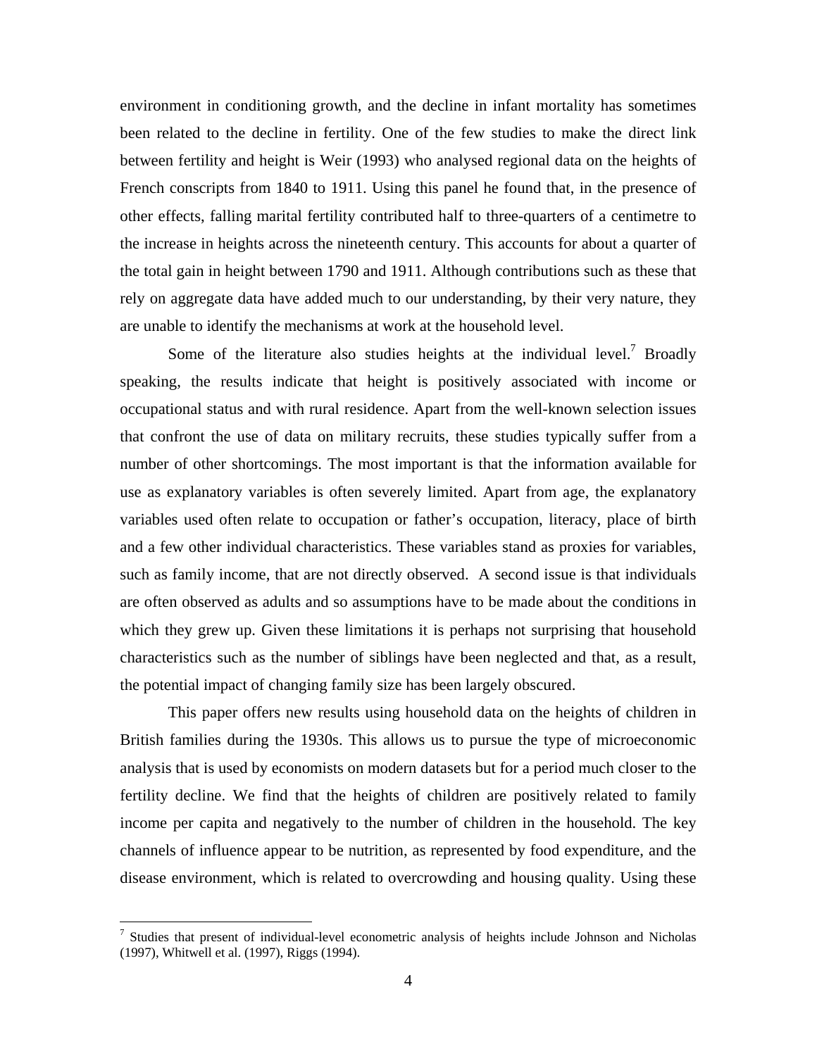environment in conditioning growth, and the decline in infant mortality has sometimes been related to the decline in fertility. One of the few studies to make the direct link between fertility and height is Weir (1993) who analysed regional data on the heights of French conscripts from 1840 to 1911. Using this panel he found that, in the presence of other effects, falling marital fertility contributed half to three-quarters of a centimetre to the increase in heights across the nineteenth century. This accounts for about a quarter of the total gain in height between 1790 and 1911. Although contributions such as these that rely on aggregate data have added much to our understanding, by their very nature, they are unable to identify the mechanisms at work at the household level.

Some of the literature also studies heights at the individual level.[7] Broadly speaking, the results indicate that height is positively associated with income or occupational status and with rural residence. Apart from the well-known selection issues that confront the use of data on military recruits, these studies typically suffer from a number of other shortcomings. The most important is that the information available for use as explanatory variables is often severely limited. Apart from age, the explanatory variables used often relate to occupation or father's occupation, literacy, place of birth and a few other individual characteristics. These variables stand as proxies for variables, such as family income, that are not directly observed. A second issue is that individuals are often observed as adults and so assumptions have to be made about the conditions in which they grew up. Given these limitations it is perhaps not surprising that household characteristics such as the number of siblings have been neglected and that, as a result, the potential impact of changing family size has been largely obscured.

This paper offers new results using household data on the heights of children in British families during the 1930s. This allows us to pursue the type of microeconomic analysis that is used by economists on modern datasets but for a period much closer to the fertility decline. We find that the heights of children are positively related to family income per capita and negatively to the number of children in the household. The key channels of influence appear to be nutrition, as represented by food expenditure, and the disease environment, which is related to overcrowding and housing quality. Using these

[7] Studies that present of individual-level econometric analysis of heights include Johnson and Nicholas (1997), Whitwell et al. (1997), Riggs (1994).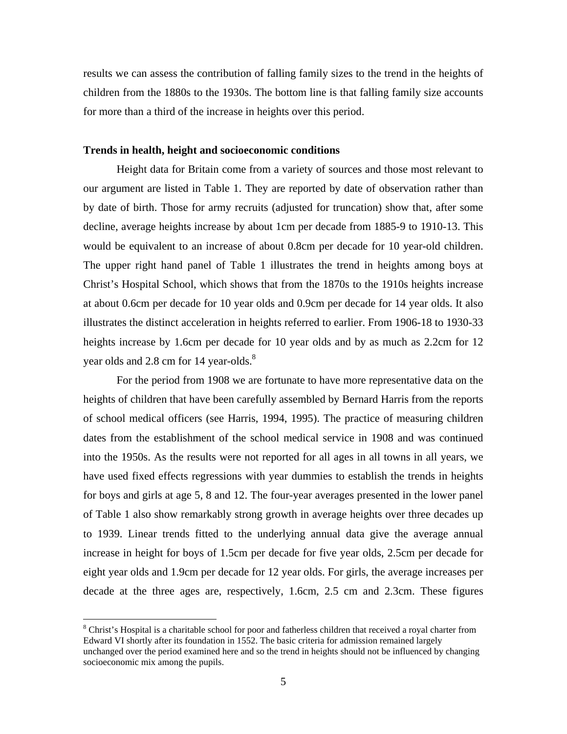results we can assess the contribution of falling family sizes to the trend in the heights of children from the 1880s to the 1930s. The bottom line is that falling family size accounts for more than a third of the increase in heights over this period.

**Trends in health, height and socioeconomic conditions**

Height data for Britain come from a variety of sources and those most relevant to our argument are listed in Table 1. They are reported by date of observation rather than by date of birth. Those for army recruits (adjusted for truncation) show that, after some decline, average heights increase by about 1cm per decade from 1885-9 to 1910-13. This would be equivalent to an increase of about 0.8cm per decade for 10 year-old children. The upper right hand panel of Table 1 illustrates the trend in heights among boys at Christ's Hospital School, which shows that from the 1870s to the 1910s heights increase at about 0.6cm per decade for 10 year olds and 0.9cm per decade for 14 year olds. It also illustrates the distinct acceleration in heights referred to earlier. From 1906-18 to 1930-33 heights increase by 1.6cm per decade for 10 year olds and by as much as 2.2cm for 12 year olds and 2.8 cm for 14 year-olds.[8]

For the period from 1908 we are fortunate to have more representative data on the heights of children that have been carefully assembled by Bernard Harris from the reports of school medical officers (see Harris, 1994, 1995). The practice of measuring children dates from the establishment of the school medical service in 1908 and was continued into the 1950s. As the results were not reported for all ages in all towns in all years, we have used fixed effects regressions with year dummies to establish the trends in heights for boys and girls at age 5, 8 and 12. The four-year averages presented in the lower panel of Table 1 also show remarkably strong growth in average heights over three decades up to 1939. Linear trends fitted to the underlying annual data give the average annual increase in height for boys of 1.5cm per decade for five year olds, 2.5cm per decade for eight year olds and 1.9cm per decade for 12 year olds. For girls, the average increases per decade at the three ages are, respectively, 1.6cm, 2.5 cm and 2.3cm. These figures

[8] Christ's Hospital is a charitable school for poor and fatherless children that received a royal charter from Edward VI shortly after its foundation in 1552. The basic criteria for admission remained largely unchanged over the period examined here and so the trend in heights should not be influenced by changing socioeconomic mix among the pupils.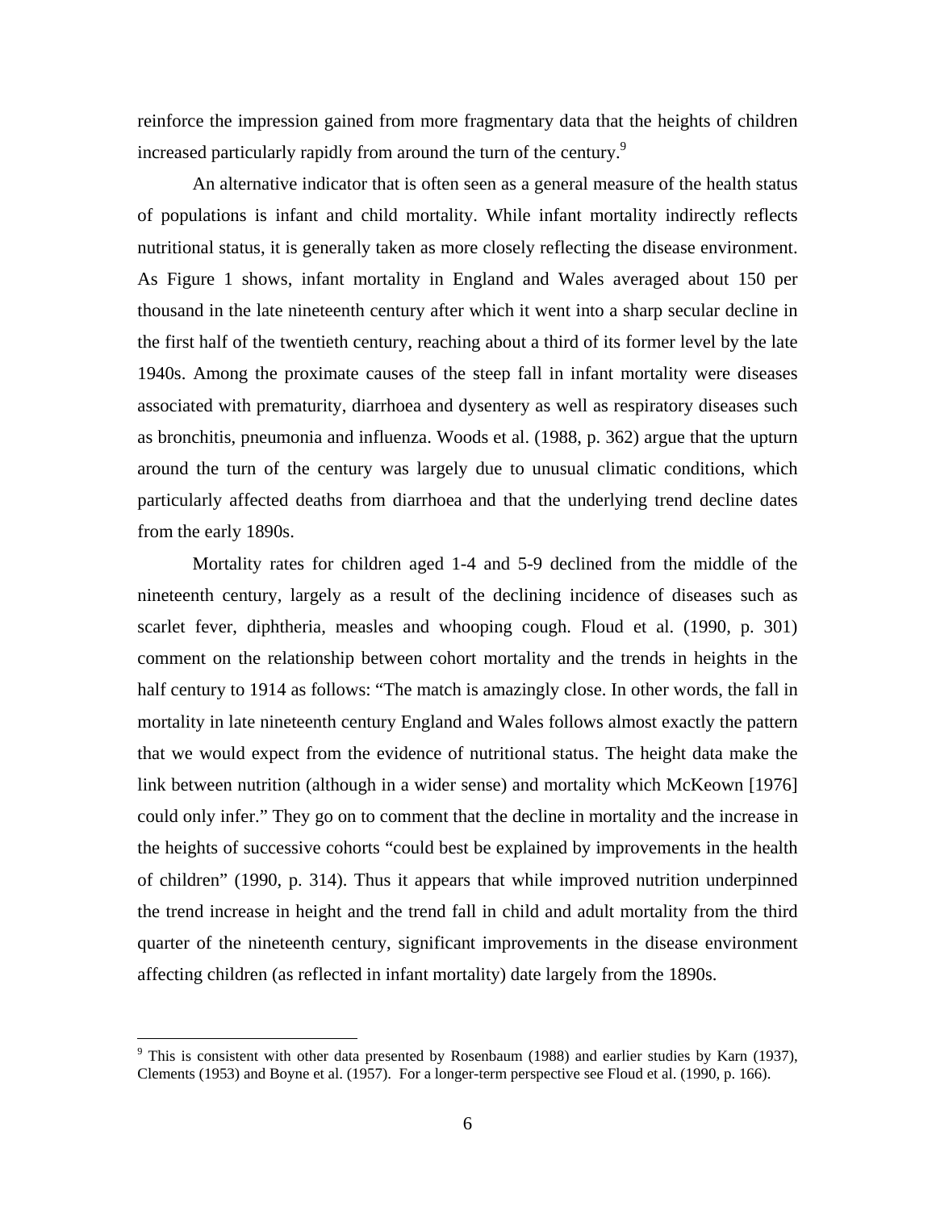reinforce the impression gained from more fragmentary data that the heights of children increased particularly rapidly from around the turn of the century.[9]

An alternative indicator that is often seen as a general measure of the health status of populations is infant and child mortality. While infant mortality indirectly reflects nutritional status, it is generally taken as more closely reflecting the disease environment. As Figure 1 shows, infant mortality in England and Wales averaged about 150 per thousand in the late nineteenth century after which it went into a sharp secular decline in the first half of the twentieth century, reaching about a third of its former level by the late 1940s. Among the proximate causes of the steep fall in infant mortality were diseases associated with prematurity, diarrhoea and dysentery as well as respiratory diseases such as bronchitis, pneumonia and influenza. Woods et al. (1988, p. 362) argue that the upturn around the turn of the century was largely due to unusual climatic conditions, which particularly affected deaths from diarrhoea and that the underlying trend decline dates from the early 1890s.

Mortality rates for children aged 1-4 and 5-9 declined from the middle of the nineteenth century, largely as a result of the declining incidence of diseases such as scarlet fever, diphtheria, measles and whooping cough. Floud et al. (1990, p. 301) comment on the relationship between cohort mortality and the trends in heights in the half century to 1914 as follows: "The match is amazingly close. In other words, the fall in mortality in late nineteenth century England and Wales follows almost exactly the pattern that we would expect from the evidence of nutritional status. The height data make the link between nutrition (although in a wider sense) and mortality which McKeown [1976] could only infer." They go on to comment that the decline in mortality and the increase in the heights of successive cohorts "could best be explained by improvements in the health of children" (1990, p. 314). Thus it appears that while improved nutrition underpinned the trend increase in height and the trend fall in child and adult mortality from the third quarter of the nineteenth century, significant improvements in the disease environment affecting children (as reflected in infant mortality) date largely from the 1890s.

---

[9] This is consistent with other data presented by Rosenbaum (1988) and earlier studies by Karn (1937), Clements (1953) and Boyne et al. (1957). For a longer-term perspective see Floud et al. (1990, p. 166).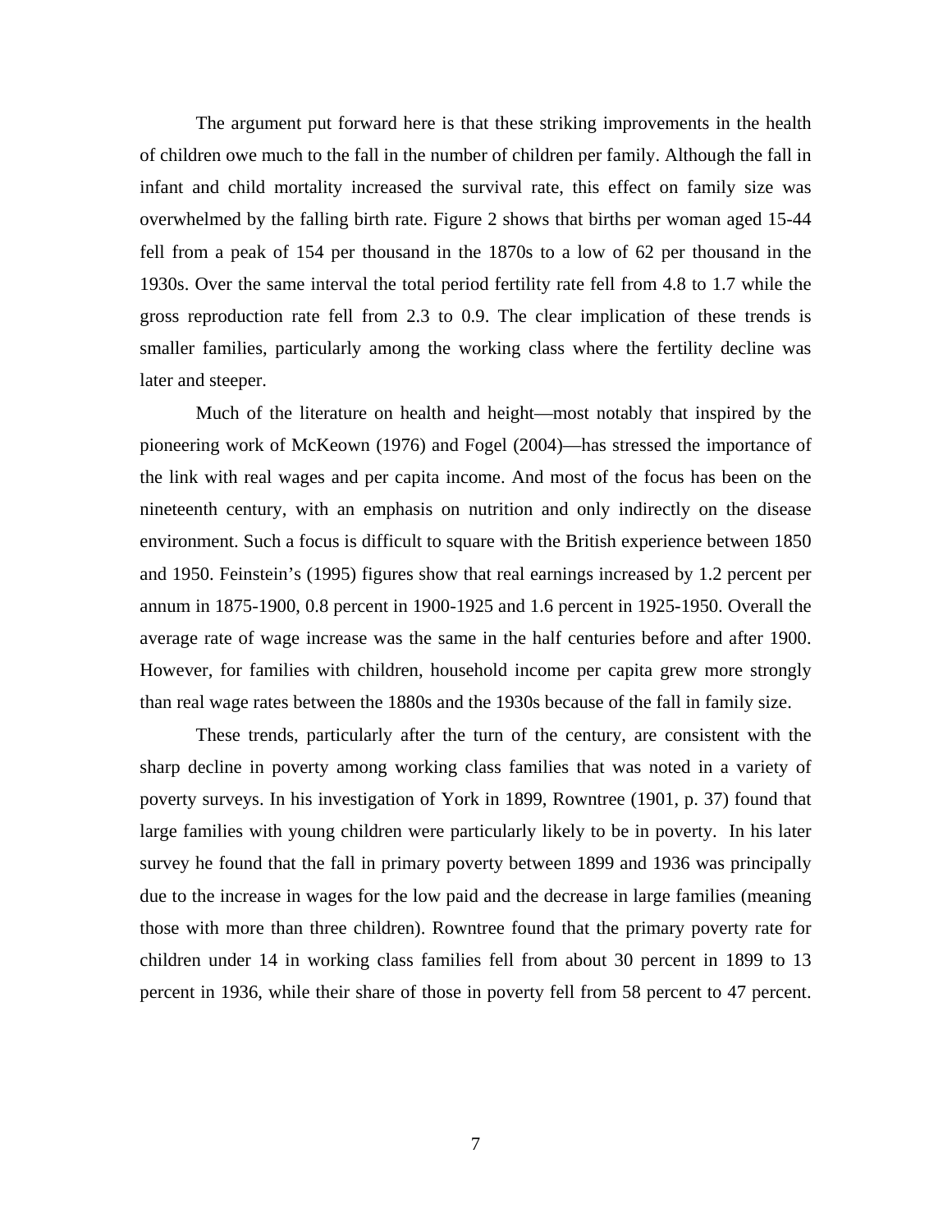The argument put forward here is that these striking improvements in the health of children owe much to the fall in the number of children per family. Although the fall in infant and child mortality increased the survival rate, this effect on family size was overwhelmed by the falling birth rate. Figure 2 shows that births per woman aged 15-44 fell from a peak of 154 per thousand in the 1870s to a low of 62 per thousand in the 1930s. Over the same interval the total period fertility rate fell from 4.8 to 1.7 while the gross reproduction rate fell from 2.3 to 0.9. The clear implication of these trends is smaller families, particularly among the working class where the fertility decline was later and steeper.

Much of the literature on health and height—most notably that inspired by the pioneering work of McKeown (1976) and Fogel (2004)—has stressed the importance of the link with real wages and per capita income. And most of the focus has been on the nineteenth century, with an emphasis on nutrition and only indirectly on the disease environment. Such a focus is difficult to square with the British experience between 1850 and 1950. Feinstein's (1995) figures show that real earnings increased by 1.2 percent per annum in 1875-1900, 0.8 percent in 1900-1925 and 1.6 percent in 1925-1950. Overall the average rate of wage increase was the same in the half centuries before and after 1900. However, for families with children, household income per capita grew more strongly than real wage rates between the 1880s and the 1930s because of the fall in family size.

These trends, particularly after the turn of the century, are consistent with the sharp decline in poverty among working class families that was noted in a variety of poverty surveys. In his investigation of York in 1899, Rowntree (1901, p. 37) found that large families with young children were particularly likely to be in poverty. In his later survey he found that the fall in primary poverty between 1899 and 1936 was principally due to the increase in wages for the low paid and the decrease in large families (meaning those with more than three children). Rowntree found that the primary poverty rate for children under 14 in working class families fell from about 30 percent in 1899 to 13 percent in 1936, while their share of those in poverty fell from 58 percent to 47 percent.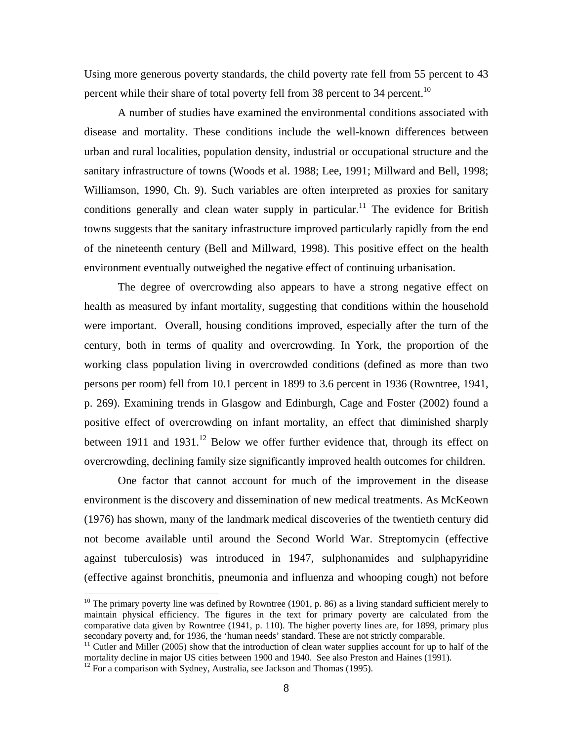Using more generous poverty standards, the child poverty rate fell from 55 percent to 43 percent while their share of total poverty fell from 38 percent to 34 percent.[10]

A number of studies have examined the environmental conditions associated with disease and mortality. These conditions include the well-known differences between urban and rural localities, population density, industrial or occupational structure and the sanitary infrastructure of towns (Woods et al. 1988; Lee, 1991; Millward and Bell, 1998; Williamson, 1990, Ch. 9). Such variables are often interpreted as proxies for sanitary conditions generally and clean water supply in particular.[11] The evidence for British towns suggests that the sanitary infrastructure improved particularly rapidly from the end of the nineteenth century (Bell and Millward, 1998). This positive effect on the health environment eventually outweighed the negative effect of continuing urbanisation.

The degree of overcrowding also appears to have a strong negative effect on health as measured by infant mortality, suggesting that conditions within the household were important. Overall, housing conditions improved, especially after the turn of the century, both in terms of quality and overcrowding. In York, the proportion of the working class population living in overcrowded conditions (defined as more than two persons per room) fell from 10.1 percent in 1899 to 3.6 percent in 1936 (Rowntree, 1941, p. 269). Examining trends in Glasgow and Edinburgh, Cage and Foster (2002) found a positive effect of overcrowding on infant mortality, an effect that diminished sharply between 1911 and 1931.[12] Below we offer further evidence that, through its effect on overcrowding, declining family size significantly improved health outcomes for children.

One factor that cannot account for much of the improvement in the disease environment is the discovery and dissemination of new medical treatments. As McKeown (1976) has shown, many of the landmark medical discoveries of the twentieth century did not become available until around the Second World War. Streptomycin (effective against tuberculosis) was introduced in 1947, sulphonamides and sulphapyridine (effective against bronchitis, pneumonia and influenza and whooping cough) not before

---

[10] The primary poverty line was defined by Rowntree (1901, p. 86) as a living standard sufficient merely to maintain physical efficiency. The figures in the text for primary poverty are calculated from the comparative data given by Rowntree (1941, p. 110). The higher poverty lines are, for 1899, primary plus secondary poverty and, for 1936, the 'human needs' standard. These are not strictly comparable.

[11] Cutler and Miller (2005) show that the introduction of clean water supplies account for up to half of the mortality decline in major US cities between 1900 and 1940. See also Preston and Haines (1991).

[12] For a comparison with Sydney, Australia, see Jackson and Thomas (1995).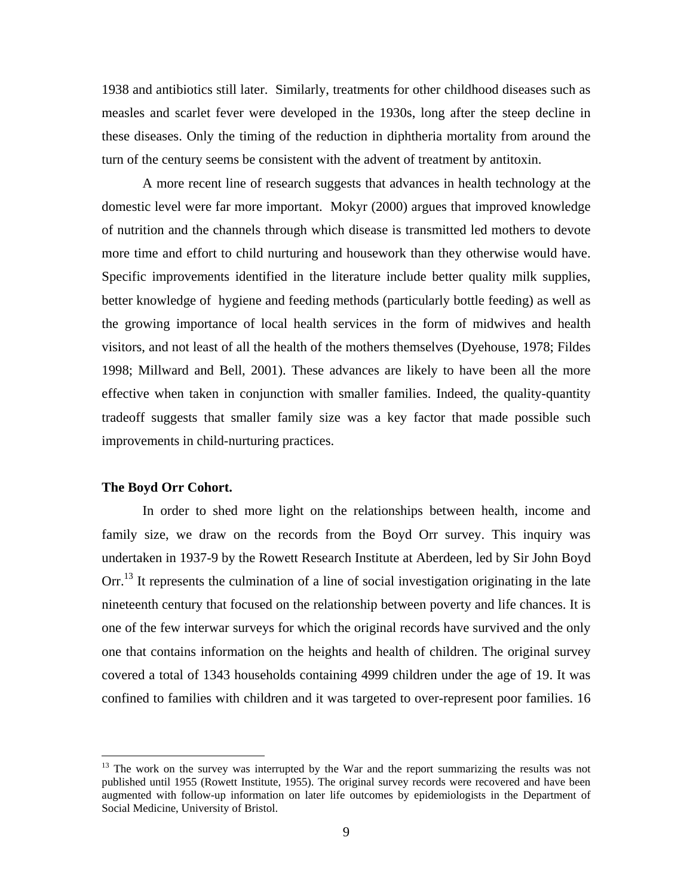1938 and antibiotics still later. Similarly, treatments for other childhood diseases such as measles and scarlet fever were developed in the 1930s, long after the steep decline in these diseases. Only the timing of the reduction in diphtheria mortality from around the turn of the century seems be consistent with the advent of treatment by antitoxin.

A more recent line of research suggests that advances in health technology at the domestic level were far more important. Mokyr (2000) argues that improved knowledge of nutrition and the channels through which disease is transmitted led mothers to devote more time and effort to child nurturing and housework than they otherwise would have. Specific improvements identified in the literature include better quality milk supplies, better knowledge of hygiene and feeding methods (particularly bottle feeding) as well as the growing importance of local health services in the form of midwives and health visitors, and not least of all the health of the mothers themselves (Dyehouse, 1978; Fildes 1998; Millward and Bell, 2001). These advances are likely to have been all the more effective when taken in conjunction with smaller families. Indeed, the quality-quantity tradeoff suggests that smaller family size was a key factor that made possible such improvements in child-nurturing practices.

**The Boyd Orr Cohort.**

In order to shed more light on the relationships between health, income and family size, we draw on the records from the Boyd Orr survey. This inquiry was undertaken in 1937-9 by the Rowett Research Institute at Aberdeen, led by Sir John Boyd Orr.[13] It represents the culmination of a line of social investigation originating in the late nineteenth century that focused on the relationship between poverty and life chances. It is one of the few interwar surveys for which the original records have survived and the only one that contains information on the heights and health of children. The original survey covered a total of 1343 households containing 4999 children under the age of 19. It was confined to families with children and it was targeted to over-represent poor families. 16

[13] The work on the survey was interrupted by the War and the report summarizing the results was not published until 1955 (Rowett Institute, 1955). The original survey records were recovered and have been augmented with follow-up information on later life outcomes by epidemiologists in the Department of Social Medicine, University of Bristol.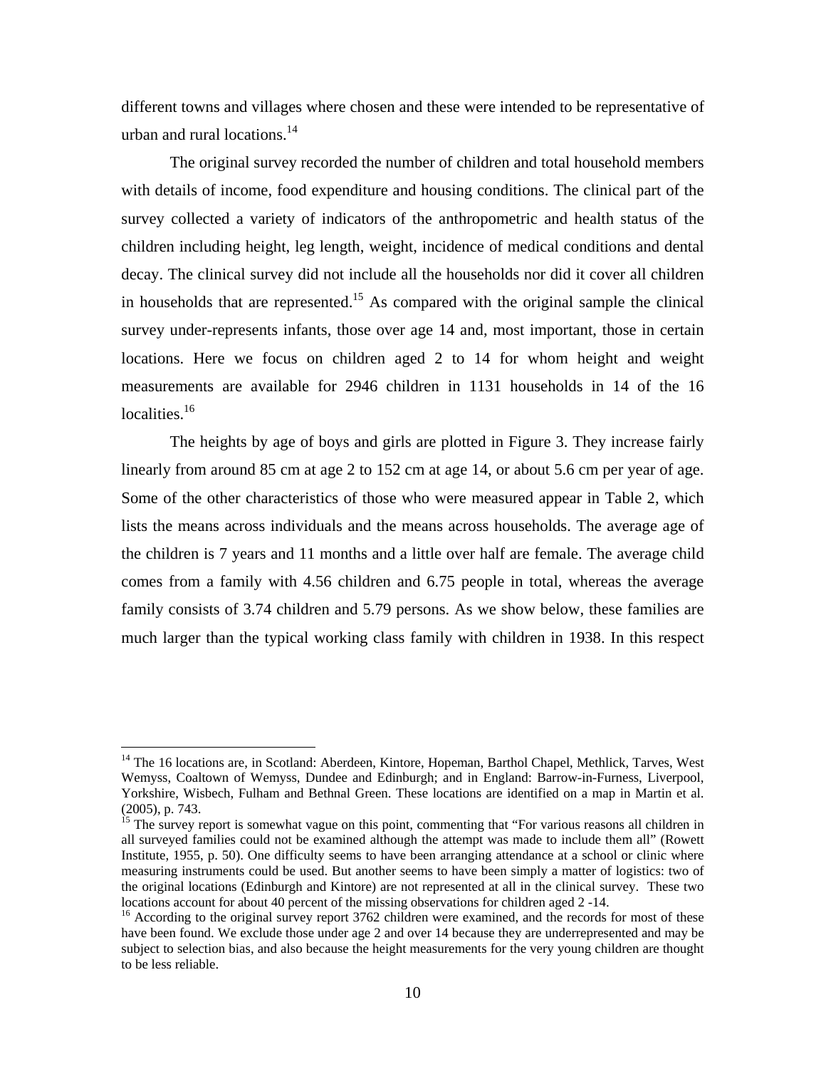different towns and villages where chosen and these were intended to be representative of urban and rural locations.[14]

The original survey recorded the number of children and total household members with details of income, food expenditure and housing conditions. The clinical part of the survey collected a variety of indicators of the anthropometric and health status of the children including height, leg length, weight, incidence of medical conditions and dental decay. The clinical survey did not include all the households nor did it cover all children in households that are represented.[15] As compared with the original sample the clinical survey under-represents infants, those over age 14 and, most important, those in certain locations. Here we focus on children aged 2 to 14 for whom height and weight measurements are available for 2946 children in 1131 households in 14 of the 16 localities.[16]

The heights by age of boys and girls are plotted in Figure 3. They increase fairly linearly from around 85 cm at age 2 to 152 cm at age 14, or about 5.6 cm per year of age. Some of the other characteristics of those who were measured appear in Table 2, which lists the means across individuals and the means across households. The average age of the children is 7 years and 11 months and a little over half are female. The average child comes from a family with 4.56 children and 6.75 people in total, whereas the average family consists of 3.74 children and 5.79 persons. As we show below, these families are much larger than the typical working class family with children in 1938. In this respect

---

[14] The 16 locations are, in Scotland: Aberdeen, Kintore, Hopeman, Barthol Chapel, Methlick, Tarves, West Wemyss, Coaltown of Wemyss, Dundee and Edinburgh; and in England: Barrow-in-Furness, Liverpool, Yorkshire, Wisbech, Fulham and Bethnal Green. These locations are identified on a map in Martin et al. (2005), p. 743.

[15] The survey report is somewhat vague on this point, commenting that "For various reasons all children in all surveyed families could not be examined although the attempt was made to include them all" (Rowett Institute, 1955, p. 50). One difficulty seems to have been arranging attendance at a school or clinic where measuring instruments could be used. But another seems to have been simply a matter of logistics: two of the original locations (Edinburgh and Kintore) are not represented at all in the clinical survey. These two locations account for about 40 percent of the missing observations for children aged 2 -14.

[16] According to the original survey report 3762 children were examined, and the records for most of these have been found. We exclude those under age 2 and over 14 because they are underrepresented and may be subject to selection bias, and also because the height measurements for the very young children are thought to be less reliable.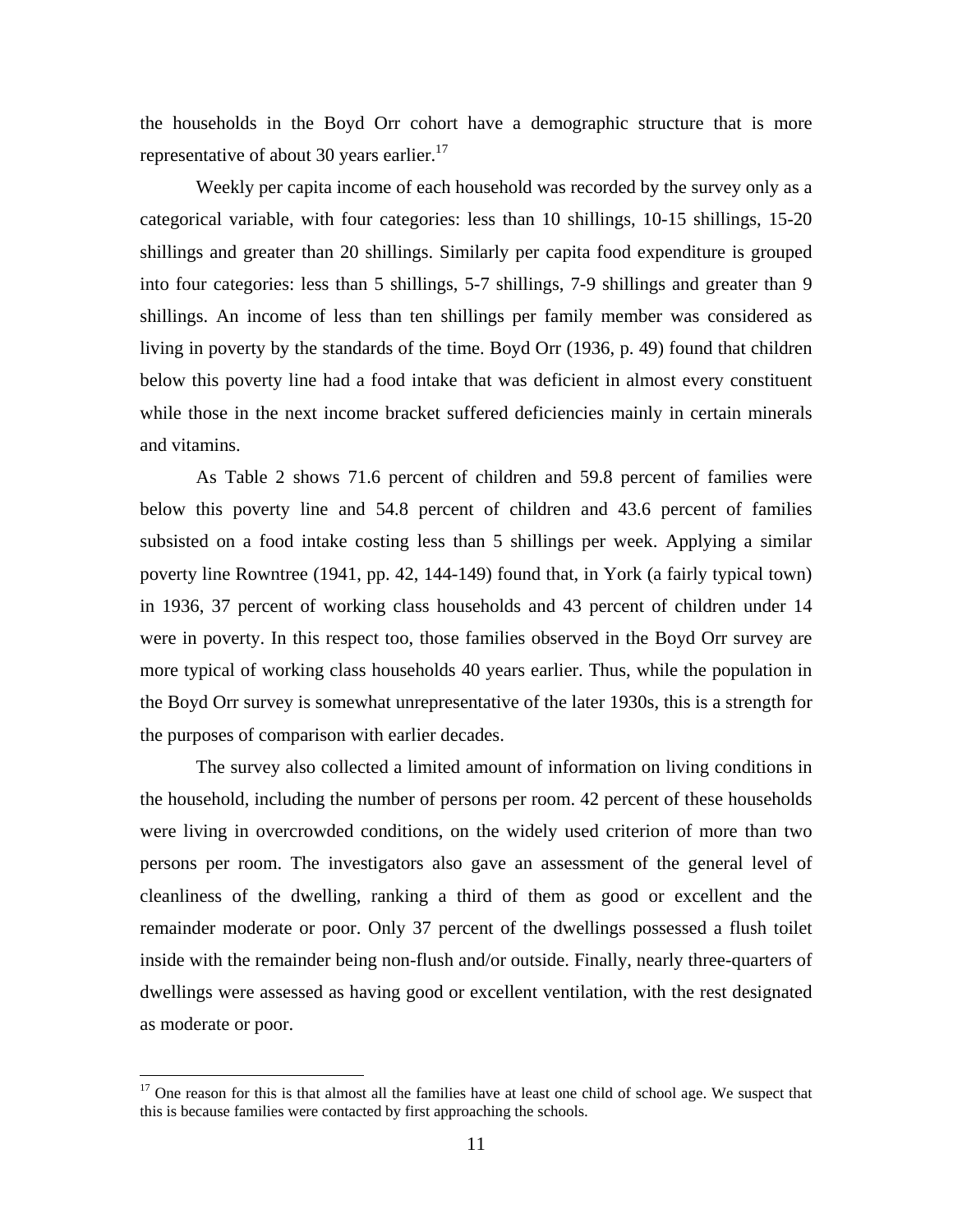the households in the Boyd Orr cohort have a demographic structure that is more representative of about 30 years earlier.[17]

Weekly per capita income of each household was recorded by the survey only as a categorical variable, with four categories: less than 10 shillings, 10-15 shillings, 15-20 shillings and greater than 20 shillings. Similarly per capita food expenditure is grouped into four categories: less than 5 shillings, 5-7 shillings, 7-9 shillings and greater than 9 shillings. An income of less than ten shillings per family member was considered as living in poverty by the standards of the time. Boyd Orr (1936, p. 49) found that children below this poverty line had a food intake that was deficient in almost every constituent while those in the next income bracket suffered deficiencies mainly in certain minerals and vitamins.

As Table 2 shows 71.6 percent of children and 59.8 percent of families were below this poverty line and 54.8 percent of children and 43.6 percent of families subsisted on a food intake costing less than 5 shillings per week. Applying a similar poverty line Rowntree (1941, pp. 42, 144-149) found that, in York (a fairly typical town) in 1936, 37 percent of working class households and 43 percent of children under 14 were in poverty. In this respect too, those families observed in the Boyd Orr survey are more typical of working class households 40 years earlier. Thus, while the population in the Boyd Orr survey is somewhat unrepresentative of the later 1930s, this is a strength for the purposes of comparison with earlier decades.

The survey also collected a limited amount of information on living conditions in the household, including the number of persons per room. 42 percent of these households were living in overcrowded conditions, on the widely used criterion of more than two persons per room. The investigators also gave an assessment of the general level of cleanliness of the dwelling, ranking a third of them as good or excellent and the remainder moderate or poor. Only 37 percent of the dwellings possessed a flush toilet inside with the remainder being non-flush and/or outside. Finally, nearly three-quarters of dwellings were assessed as having good or excellent ventilation, with the rest designated as moderate or poor.

[17] One reason for this is that almost all the families have at least one child of school age. We suspect that this is because families were contacted by first approaching the schools.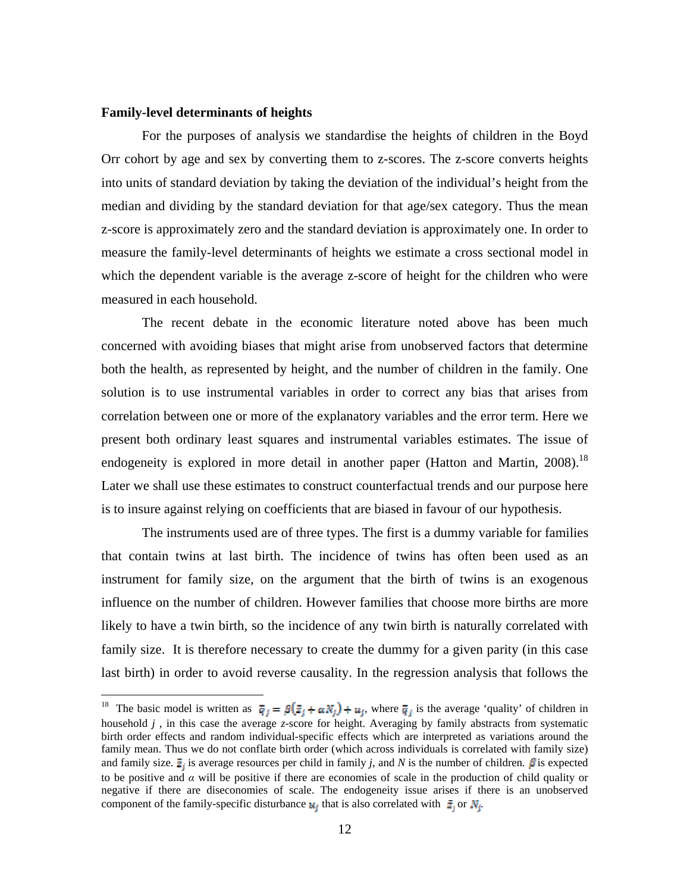**Family-level determinants of heights**

For the purposes of analysis we standardise the heights of children in the Boyd Orr cohort by age and sex by converting them to z-scores. The z-score converts heights into units of standard deviation by taking the deviation of the individual's height from the median and dividing by the standard deviation for that age/sex category. Thus the mean z-score is approximately zero and the standard deviation is approximately one. In order to measure the family-level determinants of heights we estimate a cross sectional model in which the dependent variable is the average z-score of height for the children who were measured in each household.

The recent debate in the economic literature noted above has been much concerned with avoiding biases that might arise from unobserved factors that determine both the health, as represented by height, and the number of children in the family. One solution is to use instrumental variables in order to correct any bias that arises from correlation between one or more of the explanatory variables and the error term. Here we present both ordinary least squares and instrumental variables estimates. The issue of endogeneity is explored in more detail in another paper (Hatton and Martin, 2008).[18] Later we shall use these estimates to construct counterfactual trends and our purpose here is to insure against relying on coefficients that are biased in favour of our hypothesis.

The instruments used are of three types. The first is a dummy variable for families that contain twins at last birth. The incidence of twins has often been used as an instrument for family size, on the argument that the birth of twins is an exogenous influence on the number of children. However families that choose more births are more likely to have a twin birth, so the incidence of any twin birth is naturally correlated with family size. It is therefore necessary to create the dummy for a given parity (in this case last birth) in order to avoid reverse causality. In the regression analysis that follows the

---

[18] The basic model is written as $\bar{q}_j = \beta(\bar{z}_j + \alpha N_j) + u_j$, where $\bar{q}_j$ is the average 'quality' of children in household $j$ , in this case the average *z*-score for height. Averaging by family abstracts from systematic birth order effects and random individual-specific effects which are interpreted as variations around the family mean. Thus we do not conflate birth order (which across individuals is correlated with family size) and family size. $\bar{z}_j$ is average resources per child in family $j$, and $N$ is the number of children. $\beta$ is expected to be positive and $\alpha$ will be positive if there are economies of scale in the production of child quality or negative if there are diseconomies of scale. The endogeneity issue arises if there is an unobserved component of the family-specific disturbance $u_j$ that is also correlated with $\bar{z}_j$ or $N_j$.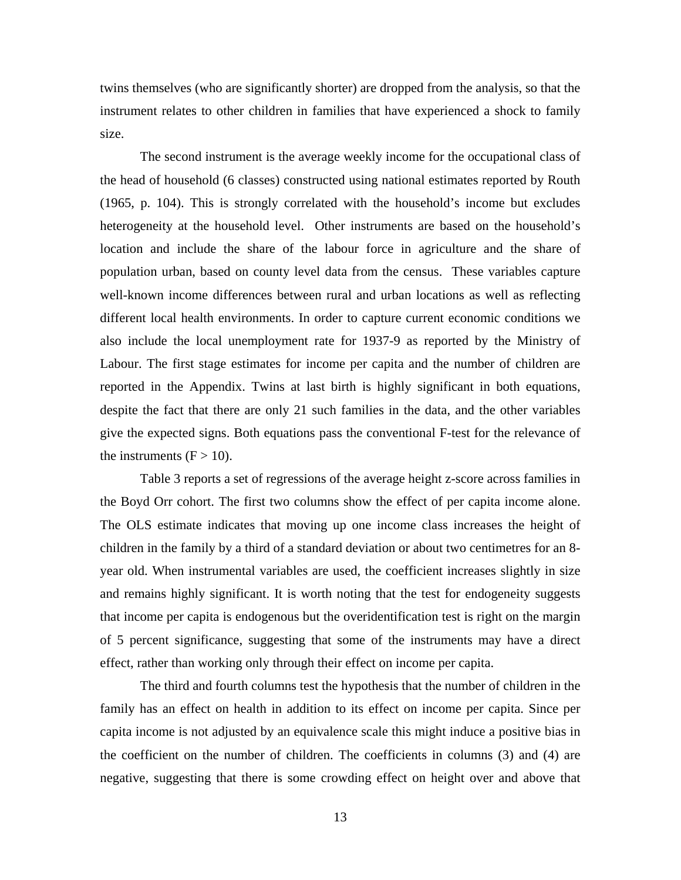twins themselves (who are significantly shorter) are dropped from the analysis, so that the instrument relates to other children in families that have experienced a shock to family size.

The second instrument is the average weekly income for the occupational class of the head of household (6 classes) constructed using national estimates reported by Routh (1965, p. 104). This is strongly correlated with the household's income but excludes heterogeneity at the household level. Other instruments are based on the household's location and include the share of the labour force in agriculture and the share of population urban, based on county level data from the census. These variables capture well-known income differences between rural and urban locations as well as reflecting different local health environments. In order to capture current economic conditions we also include the local unemployment rate for 1937-9 as reported by the Ministry of Labour. The first stage estimates for income per capita and the number of children are reported in the Appendix. Twins at last birth is highly significant in both equations, despite the fact that there are only 21 such families in the data, and the other variables give the expected signs. Both equations pass the conventional F-test for the relevance of the instruments ($F > 10$).

Table 3 reports a set of regressions of the average height z-score across families in the Boyd Orr cohort. The first two columns show the effect of per capita income alone. The OLS estimate indicates that moving up one income class increases the height of children in the family by a third of a standard deviation or about two centimetres for an 8-year old. When instrumental variables are used, the coefficient increases slightly in size and remains highly significant. It is worth noting that the test for endogeneity suggests that income per capita is endogenous but the overidentification test is right on the margin of 5 percent significance, suggesting that some of the instruments may have a direct effect, rather than working only through their effect on income per capita.

The third and fourth columns test the hypothesis that the number of children in the family has an effect on health in addition to its effect on income per capita. Since per capita income is not adjusted by an equivalence scale this might induce a positive bias in the coefficient on the number of children. The coefficients in columns (3) and (4) are negative, suggesting that there is some crowding effect on height over and above that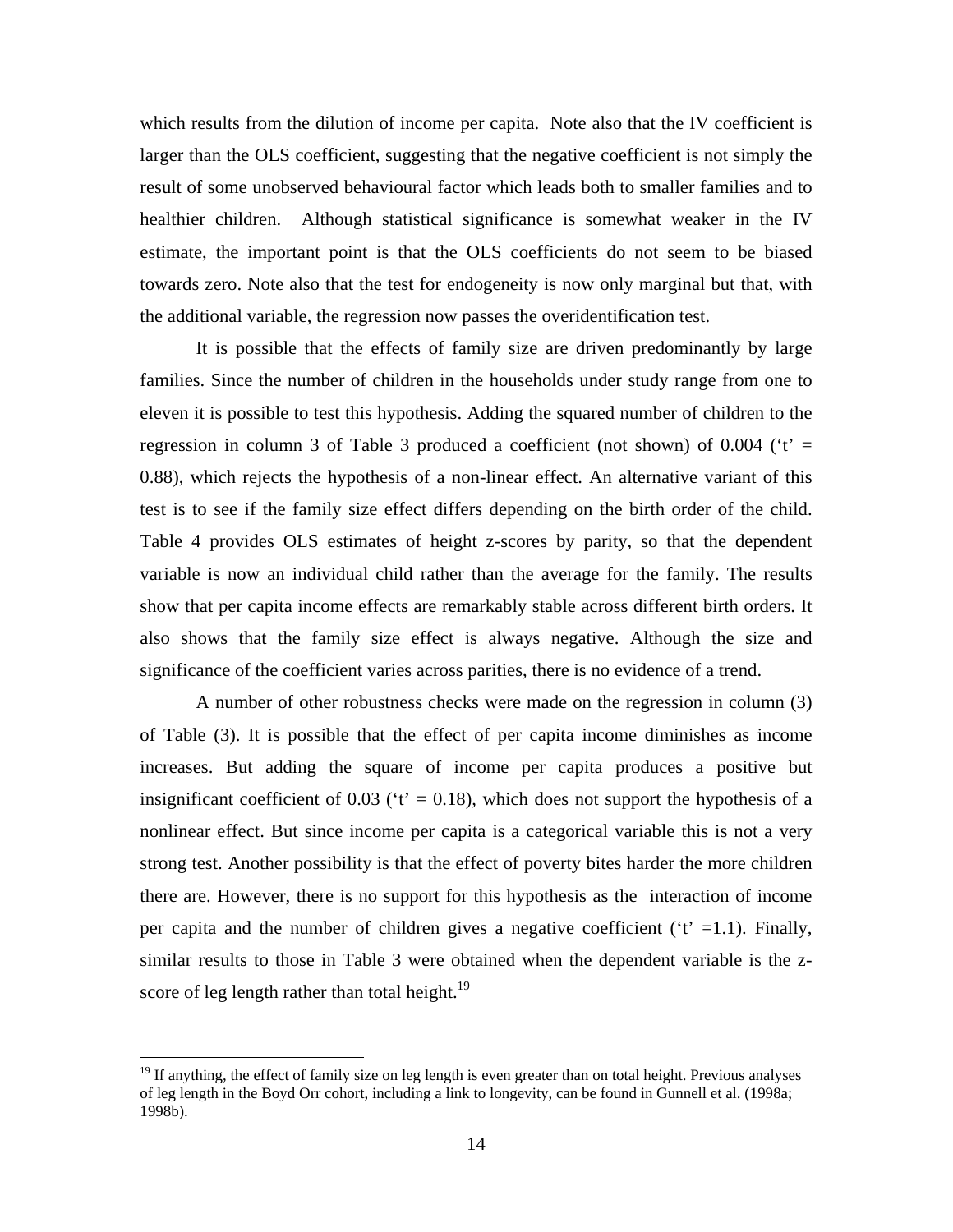which results from the dilution of income per capita. Note also that the IV coefficient is larger than the OLS coefficient, suggesting that the negative coefficient is not simply the result of some unobserved behavioural factor which leads both to smaller families and to healthier children. Although statistical significance is somewhat weaker in the IV estimate, the important point is that the OLS coefficients do not seem to be biased towards zero. Note also that the test for endogeneity is now only marginal but that, with the additional variable, the regression now passes the overidentification test.

It is possible that the effects of family size are driven predominantly by large families. Since the number of children in the households under study range from one to eleven it is possible to test this hypothesis. Adding the squared number of children to the regression in column 3 of Table 3 produced a coefficient (not shown) of 0.004 ('t' = 0.88), which rejects the hypothesis of a non-linear effect. An alternative variant of this test is to see if the family size effect differs depending on the birth order of the child. Table 4 provides OLS estimates of height z-scores by parity, so that the dependent variable is now an individual child rather than the average for the family. The results show that per capita income effects are remarkably stable across different birth orders. It also shows that the family size effect is always negative. Although the size and significance of the coefficient varies across parities, there is no evidence of a trend.

A number of other robustness checks were made on the regression in column (3) of Table (3). It is possible that the effect of per capita income diminishes as income increases. But adding the square of income per capita produces a positive but insignificant coefficient of 0.03 ('t' = 0.18), which does not support the hypothesis of a nonlinear effect. But since income per capita is a categorical variable this is not a very strong test. Another possibility is that the effect of poverty bites harder the more children there are. However, there is no support for this hypothesis as the interaction of income per capita and the number of children gives a negative coefficient ('t' =1.1). Finally, similar results to those in Table 3 were obtained when the dependent variable is the z-score of leg length rather than total height.[19]

---

[19] If anything, the effect of family size on leg length is even greater than on total height. Previous analyses of leg length in the Boyd Orr cohort, including a link to longevity, can be found in Gunnell et al. (1998a; 1998b).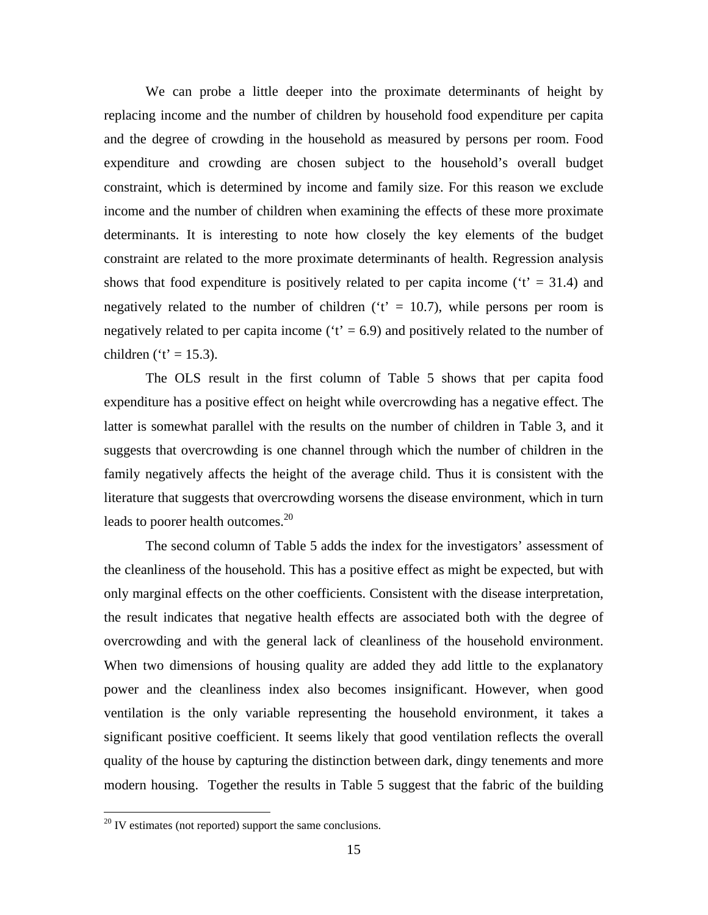We can probe a little deeper into the proximate determinants of height by replacing income and the number of children by household food expenditure per capita and the degree of crowding in the household as measured by persons per room. Food expenditure and crowding are chosen subject to the household's overall budget constraint, which is determined by income and family size. For this reason we exclude income and the number of children when examining the effects of these more proximate determinants. It is interesting to note how closely the key elements of the budget constraint are related to the more proximate determinants of health. Regression analysis shows that food expenditure is positively related to per capita income ('t' = 31.4) and negatively related to the number of children ('t' = 10.7), while persons per room is negatively related to per capita income ('t' = 6.9) and positively related to the number of children ('t' = 15.3).

The OLS result in the first column of Table 5 shows that per capita food expenditure has a positive effect on height while overcrowding has a negative effect. The latter is somewhat parallel with the results on the number of children in Table 3, and it suggests that overcrowding is one channel through which the number of children in the family negatively affects the height of the average child. Thus it is consistent with the literature that suggests that overcrowding worsens the disease environment, which in turn leads to poorer health outcomes.[20]

The second column of Table 5 adds the index for the investigators' assessment of the cleanliness of the household. This has a positive effect as might be expected, but with only marginal effects on the other coefficients. Consistent with the disease interpretation, the result indicates that negative health effects are associated both with the degree of overcrowding and with the general lack of cleanliness of the household environment. When two dimensions of housing quality are added they add little to the explanatory power and the cleanliness index also becomes insignificant. However, when good ventilation is the only variable representing the household environment, it takes a significant positive coefficient. It seems likely that good ventilation reflects the overall quality of the house by capturing the distinction between dark, dingy tenements and more modern housing. Together the results in Table 5 suggest that the fabric of the building

[20] IV estimates (not reported) support the same conclusions.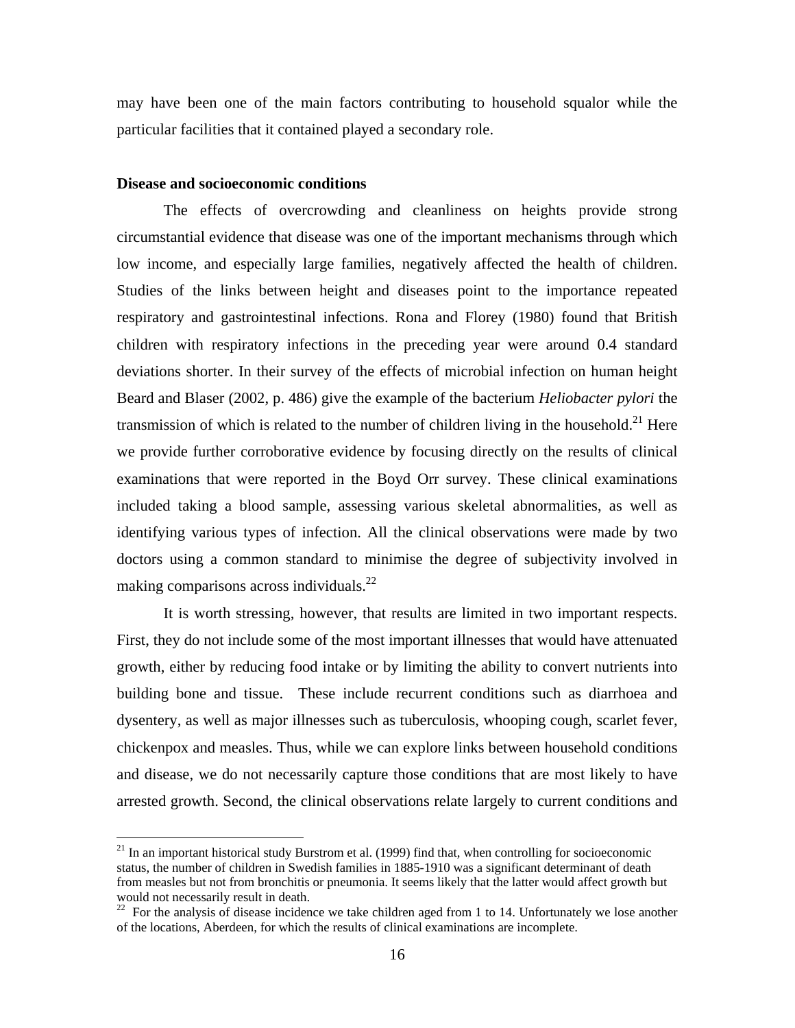may have been one of the main factors contributing to household squalor while the particular facilities that it contained played a secondary role.

### Disease and socioeconomic conditions

The effects of overcrowding and cleanliness on heights provide strong circumstantial evidence that disease was one of the important mechanisms through which low income, and especially large families, negatively affected the health of children. Studies of the links between height and diseases point to the importance repeated respiratory and gastrointestinal infections. Rona and Florey (1980) found that British children with respiratory infections in the preceding year were around 0.4 standard deviations shorter. In their survey of the effects of microbial infection on human height Beard and Blaser (2002, p. 486) give the example of the bacterium *Heliobacter pylori* the transmission of which is related to the number of children living in the household.[21] Here we provide further corroborative evidence by focusing directly on the results of clinical examinations that were reported in the Boyd Orr survey. These clinical examinations included taking a blood sample, assessing various skeletal abnormalities, as well as identifying various types of infection. All the clinical observations were made by two doctors using a common standard to minimise the degree of subjectivity involved in making comparisons across individuals.[22]

It is worth stressing, however, that results are limited in two important respects. First, they do not include some of the most important illnesses that would have attenuated growth, either by reducing food intake or by limiting the ability to convert nutrients into building bone and tissue. These include recurrent conditions such as diarrhoea and dysentery, as well as major illnesses such as tuberculosis, whooping cough, scarlet fever, chickenpox and measles. Thus, while we can explore links between household conditions and disease, we do not necessarily capture those conditions that are most likely to have arrested growth. Second, the clinical observations relate largely to current conditions and

---

[21] In an important historical study Burstrom et al. (1999) find that, when controlling for socioeconomic status, the number of children in Swedish families in 1885-1910 was a significant determinant of death from measles but not from bronchitis or pneumonia. It seems likely that the latter would affect growth but would not necessarily result in death.

[22] For the analysis of disease incidence we take children aged from 1 to 14. Unfortunately we lose another of the locations, Aberdeen, for which the results of clinical examinations are incomplete.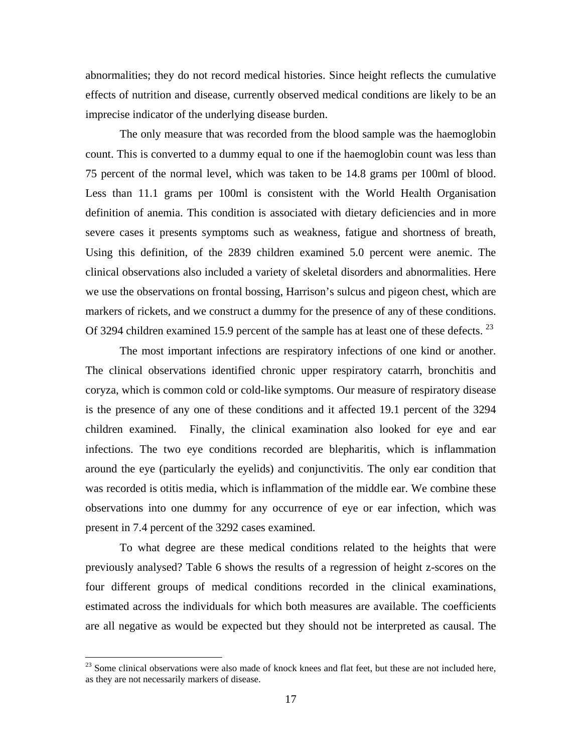abnormalities; they do not record medical histories. Since height reflects the cumulative effects of nutrition and disease, currently observed medical conditions are likely to be an imprecise indicator of the underlying disease burden.

The only measure that was recorded from the blood sample was the haemoglobin count. This is converted to a dummy equal to one if the haemoglobin count was less than 75 percent of the normal level, which was taken to be 14.8 grams per 100ml of blood. Less than 11.1 grams per 100ml is consistent with the World Health Organisation definition of anemia. This condition is associated with dietary deficiencies and in more severe cases it presents symptoms such as weakness, fatigue and shortness of breath, Using this definition, of the 2839 children examined 5.0 percent were anemic. The clinical observations also included a variety of skeletal disorders and abnormalities. Here we use the observations on frontal bossing, Harrison's sulcus and pigeon chest, which are markers of rickets, and we construct a dummy for the presence of any of these conditions. Of 3294 children examined 15.9 percent of the sample has at least one of these defects. [23]

The most important infections are respiratory infections of one kind or another. The clinical observations identified chronic upper respiratory catarrh, bronchitis and coryza, which is common cold or cold-like symptoms. Our measure of respiratory disease is the presence of any one of these conditions and it affected 19.1 percent of the 3294 children examined. Finally, the clinical examination also looked for eye and ear infections. The two eye conditions recorded are blepharitis, which is inflammation around the eye (particularly the eyelids) and conjunctivitis. The only ear condition that was recorded is otitis media, which is inflammation of the middle ear. We combine these observations into one dummy for any occurrence of eye or ear infection, which was present in 7.4 percent of the 3292 cases examined.

To what degree are these medical conditions related to the heights that were previously analysed? Table 6 shows the results of a regression of height z-scores on the four different groups of medical conditions recorded in the clinical examinations, estimated across the individuals for which both measures are available. The coefficients are all negative as would be expected but they should not be interpreted as causal. The

[23] Some clinical observations were also made of knock knees and flat feet, but these are not included here, as they are not necessarily markers of disease.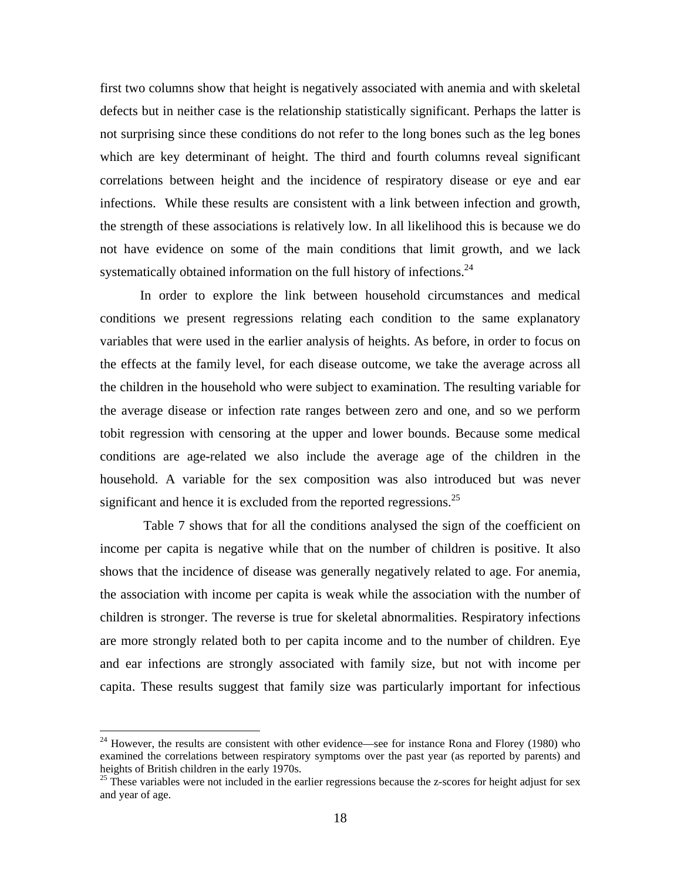first two columns show that height is negatively associated with anemia and with skeletal defects but in neither case is the relationship statistically significant. Perhaps the latter is not surprising since these conditions do not refer to the long bones such as the leg bones which are key determinant of height. The third and fourth columns reveal significant correlations between height and the incidence of respiratory disease or eye and ear infections. While these results are consistent with a link between infection and growth, the strength of these associations is relatively low. In all likelihood this is because we do not have evidence on some of the main conditions that limit growth, and we lack systematically obtained information on the full history of infections.[24]

In order to explore the link between household circumstances and medical conditions we present regressions relating each condition to the same explanatory variables that were used in the earlier analysis of heights. As before, in order to focus on the effects at the family level, for each disease outcome, we take the average across all the children in the household who were subject to examination. The resulting variable for the average disease or infection rate ranges between zero and one, and so we perform tobit regression with censoring at the upper and lower bounds. Because some medical conditions are age-related we also include the average age of the children in the household. A variable for the sex composition was also introduced but was never significant and hence it is excluded from the reported regressions.[25]

Table 7 shows that for all the conditions analysed the sign of the coefficient on income per capita is negative while that on the number of children is positive. It also shows that the incidence of disease was generally negatively related to age. For anemia, the association with income per capita is weak while the association with the number of children is stronger. The reverse is true for skeletal abnormalities. Respiratory infections are more strongly related both to per capita income and to the number of children. Eye and ear infections are strongly associated with family size, but not with income per capita. These results suggest that family size was particularly important for infectious

[24] However, the results are consistent with other evidence—see for instance Rona and Florey (1980) who examined the correlations between respiratory symptoms over the past year (as reported by parents) and heights of British children in the early 1970s.

[25] These variables were not included in the earlier regressions because the z-scores for height adjust for sex and year of age.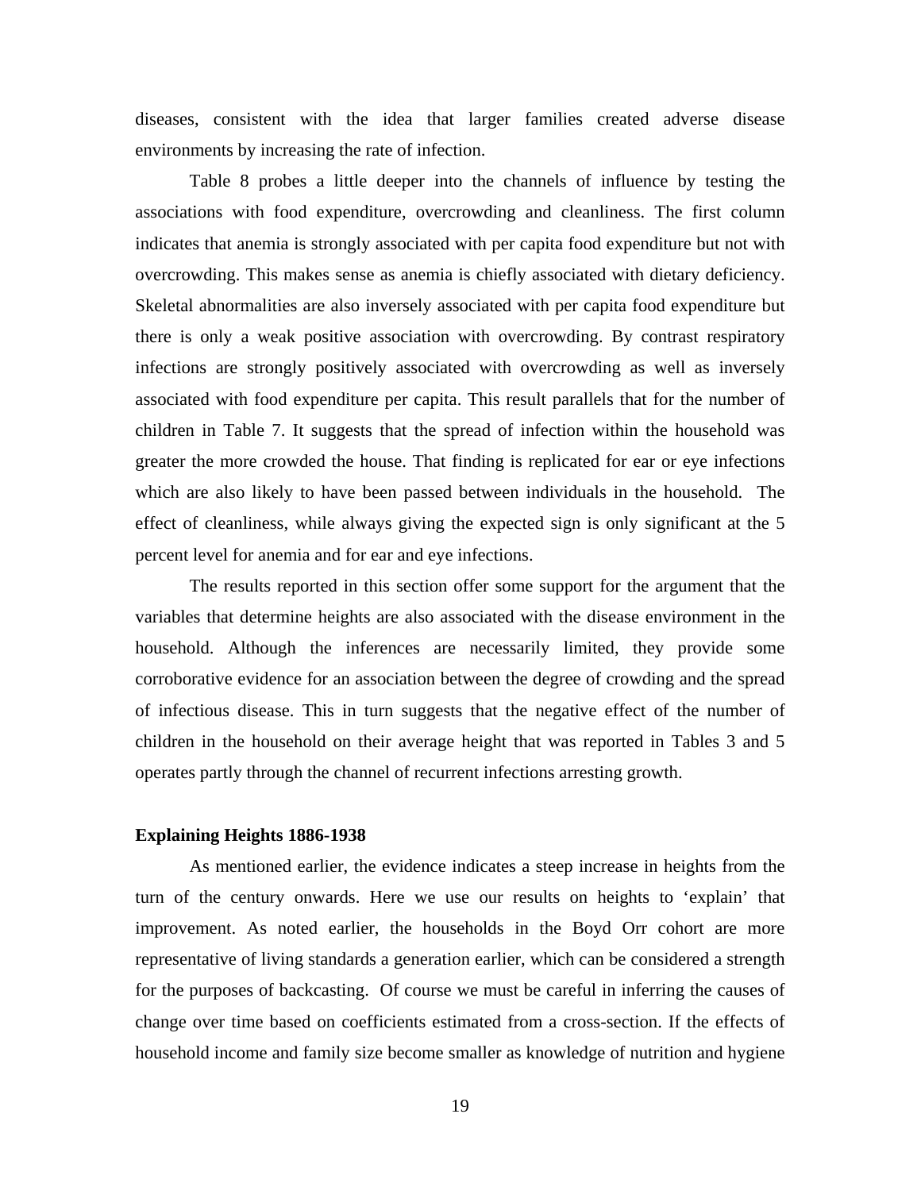diseases, consistent with the idea that larger families created adverse disease environments by increasing the rate of infection.

Table 8 probes a little deeper into the channels of influence by testing the associations with food expenditure, overcrowding and cleanliness. The first column indicates that anemia is strongly associated with per capita food expenditure but not with overcrowding. This makes sense as anemia is chiefly associated with dietary deficiency. Skeletal abnormalities are also inversely associated with per capita food expenditure but there is only a weak positive association with overcrowding. By contrast respiratory infections are strongly positively associated with overcrowding as well as inversely associated with food expenditure per capita. This result parallels that for the number of children in Table 7. It suggests that the spread of infection within the household was greater the more crowded the house. That finding is replicated for ear or eye infections which are also likely to have been passed between individuals in the household. The effect of cleanliness, while always giving the expected sign is only significant at the 5 percent level for anemia and for ear and eye infections.

The results reported in this section offer some support for the argument that the variables that determine heights are also associated with the disease environment in the household. Although the inferences are necessarily limited, they provide some corroborative evidence for an association between the degree of crowding and the spread of infectious disease. This in turn suggests that the negative effect of the number of children in the household on their average height that was reported in Tables 3 and 5 operates partly through the channel of recurrent infections arresting growth.

**Explaining Heights 1886-1938**

As mentioned earlier, the evidence indicates a steep increase in heights from the turn of the century onwards. Here we use our results on heights to 'explain' that improvement. As noted earlier, the households in the Boyd Orr cohort are more representative of living standards a generation earlier, which can be considered a strength for the purposes of backcasting. Of course we must be careful in inferring the causes of change over time based on coefficients estimated from a cross-section. If the effects of household income and family size become smaller as knowledge of nutrition and hygiene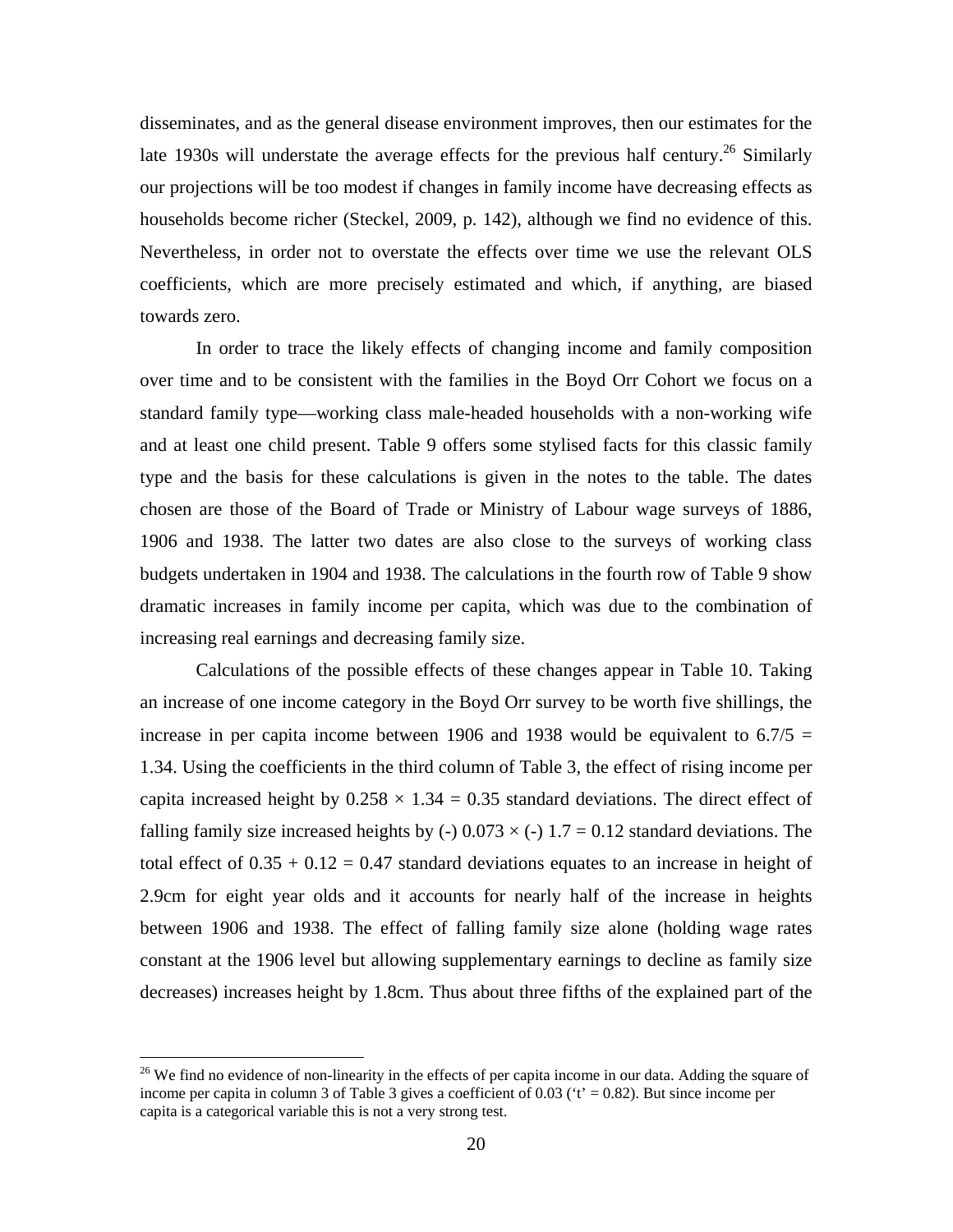disseminates, and as the general disease environment improves, then our estimates for the late 1930s will understate the average effects for the previous half century.[26] Similarly our projections will be too modest if changes in family income have decreasing effects as households become richer (Steckel, 2009, p. 142), although we find no evidence of this. Nevertheless, in order not to overstate the effects over time we use the relevant OLS coefficients, which are more precisely estimated and which, if anything, are biased towards zero.

In order to trace the likely effects of changing income and family composition over time and to be consistent with the families in the Boyd Orr Cohort we focus on a standard family type—working class male-headed households with a non-working wife and at least one child present. Table 9 offers some stylised facts for this classic family type and the basis for these calculations is given in the notes to the table. The dates chosen are those of the Board of Trade or Ministry of Labour wage surveys of 1886, 1906 and 1938. The latter two dates are also close to the surveys of working class budgets undertaken in 1904 and 1938. The calculations in the fourth row of Table 9 show dramatic increases in family income per capita, which was due to the combination of increasing real earnings and decreasing family size.

Calculations of the possible effects of these changes appear in Table 10. Taking an increase of one income category in the Boyd Orr survey to be worth five shillings, the increase in per capita income between 1906 and 1938 would be equivalent to $6.7/5 = 1.34$. Using the coefficients in the third column of Table 3, the effect of rising income per capita increased height by $0.258 \times 1.34 = 0.35$ standard deviations. The direct effect of falling family size increased heights by $(-)\ 0.073 \times (-)\ 1.7 = 0.12$ standard deviations. The total effect of $0.35 + 0.12 = 0.47$ standard deviations equates to an increase in height of 2.9cm for eight year olds and it accounts for nearly half of the increase in heights between 1906 and 1938. The effect of falling family size alone (holding wage rates constant at the 1906 level but allowing supplementary earnings to decline as family size decreases) increases height by 1.8cm. Thus about three fifths of the explained part of the

[26] We find no evidence of non-linearity in the effects of per capita income in our data. Adding the square of income per capita in column 3 of Table 3 gives a coefficient of 0.03 ('t' = 0.82). But since income per capita is a categorical variable this is not a very strong test.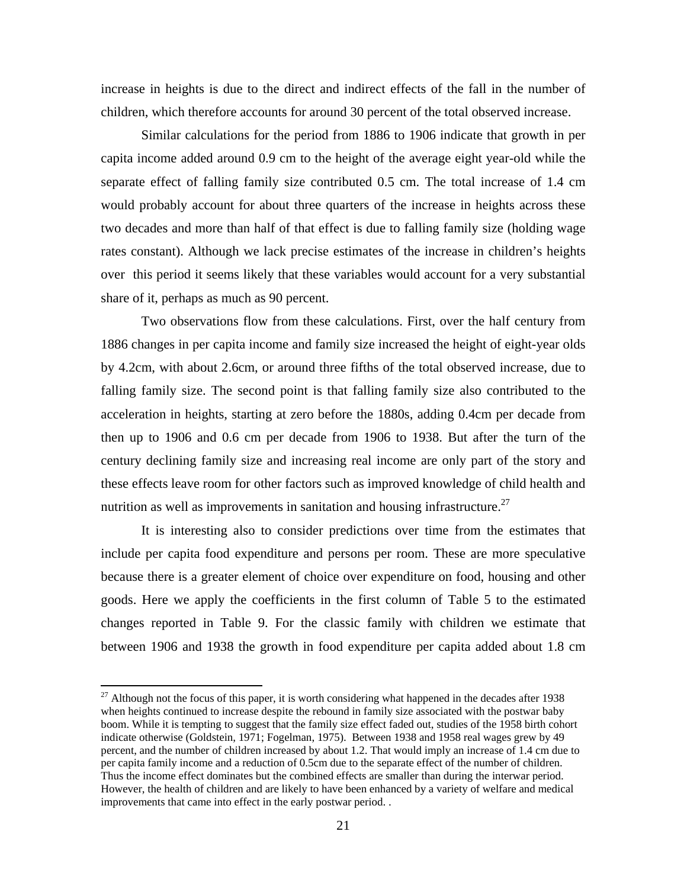increase in heights is due to the direct and indirect effects of the fall in the number of children, which therefore accounts for around 30 percent of the total observed increase.

Similar calculations for the period from 1886 to 1906 indicate that growth in per capita income added around 0.9 cm to the height of the average eight year-old while the separate effect of falling family size contributed 0.5 cm. The total increase of 1.4 cm would probably account for about three quarters of the increase in heights across these two decades and more than half of that effect is due to falling family size (holding wage rates constant). Although we lack precise estimates of the increase in children's heights over this period it seems likely that these variables would account for a very substantial share of it, perhaps as much as 90 percent.

Two observations flow from these calculations. First, over the half century from 1886 changes in per capita income and family size increased the height of eight-year olds by 4.2cm, with about 2.6cm, or around three fifths of the total observed increase, due to falling family size. The second point is that falling family size also contributed to the acceleration in heights, starting at zero before the 1880s, adding 0.4cm per decade from then up to 1906 and 0.6 cm per decade from 1906 to 1938. But after the turn of the century declining family size and increasing real income are only part of the story and these effects leave room for other factors such as improved knowledge of child health and nutrition as well as improvements in sanitation and housing infrastructure.[27]

It is interesting also to consider predictions over time from the estimates that include per capita food expenditure and persons per room. These are more speculative because there is a greater element of choice over expenditure on food, housing and other goods. Here we apply the coefficients in the first column of Table 5 to the estimated changes reported in Table 9. For the classic family with children we estimate that between 1906 and 1938 the growth in food expenditure per capita added about 1.8 cm

---

[27] Although not the focus of this paper, it is worth considering what happened in the decades after 1938 when heights continued to increase despite the rebound in family size associated with the postwar baby boom. While it is tempting to suggest that the family size effect faded out, studies of the 1958 birth cohort indicate otherwise (Goldstein, 1971; Fogelman, 1975). Between 1938 and 1958 real wages grew by 49 percent, and the number of children increased by about 1.2. That would imply an increase of 1.4 cm due to per capita family income and a reduction of 0.5cm due to the separate effect of the number of children. Thus the income effect dominates but the combined effects are smaller than during the interwar period. However, the health of children and are likely to have been enhanced by a variety of welfare and medical improvements that came into effect in the early postwar period. .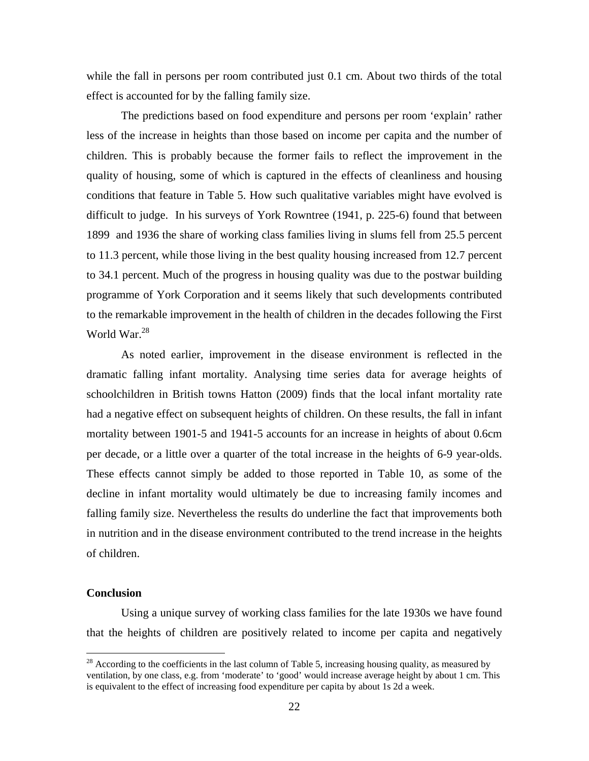while the fall in persons per room contributed just 0.1 cm. About two thirds of the total effect is accounted for by the falling family size.

The predictions based on food expenditure and persons per room 'explain' rather less of the increase in heights than those based on income per capita and the number of children. This is probably because the former fails to reflect the improvement in the quality of housing, some of which is captured in the effects of cleanliness and housing conditions that feature in Table 5. How such qualitative variables might have evolved is difficult to judge. In his surveys of York Rowntree (1941, p. 225-6) found that between 1899 and 1936 the share of working class families living in slums fell from 25.5 percent to 11.3 percent, while those living in the best quality housing increased from 12.7 percent to 34.1 percent. Much of the progress in housing quality was due to the postwar building programme of York Corporation and it seems likely that such developments contributed to the remarkable improvement in the health of children in the decades following the First World War.[28]

As noted earlier, improvement in the disease environment is reflected in the dramatic falling infant mortality. Analysing time series data for average heights of schoolchildren in British towns Hatton (2009) finds that the local infant mortality rate had a negative effect on subsequent heights of children. On these results, the fall in infant mortality between 1901-5 and 1941-5 accounts for an increase in heights of about 0.6cm per decade, or a little over a quarter of the total increase in the heights of 6-9 year-olds. These effects cannot simply be added to those reported in Table 10, as some of the decline in infant mortality would ultimately be due to increasing family incomes and falling family size. Nevertheless the results do underline the fact that improvements both in nutrition and in the disease environment contributed to the trend increase in the heights of children.

**Conclusion**

Using a unique survey of working class families for the late 1930s we have found that the heights of children are positively related to income per capita and negatively

---

[28] According to the coefficients in the last column of Table 5, increasing housing quality, as measured by ventilation, by one class, e.g. from 'moderate' to 'good' would increase average height by about 1 cm. This is equivalent to the effect of increasing food expenditure per capita by about 1s 2d a week.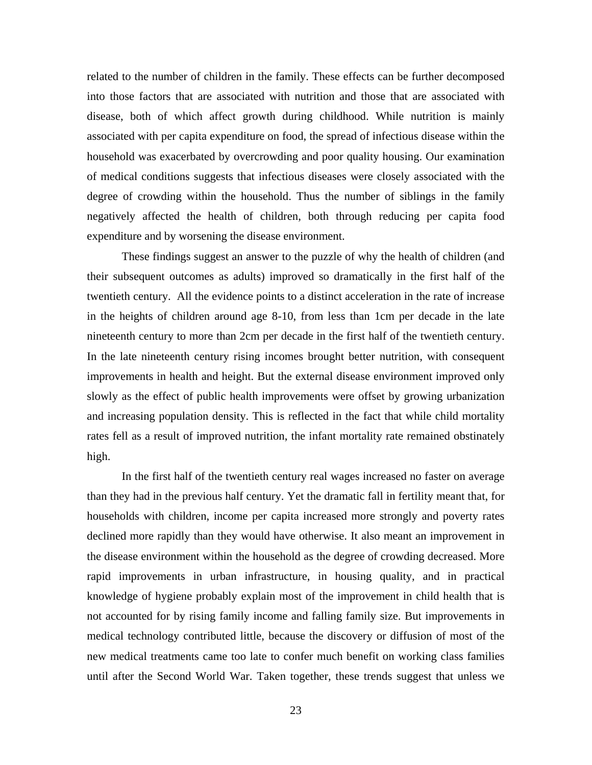related to the number of children in the family. These effects can be further decomposed into those factors that are associated with nutrition and those that are associated with disease, both of which affect growth during childhood. While nutrition is mainly associated with per capita expenditure on food, the spread of infectious disease within the household was exacerbated by overcrowding and poor quality housing. Our examination of medical conditions suggests that infectious diseases were closely associated with the degree of crowding within the household. Thus the number of siblings in the family negatively affected the health of children, both through reducing per capita food expenditure and by worsening the disease environment.

These findings suggest an answer to the puzzle of why the health of children (and their subsequent outcomes as adults) improved so dramatically in the first half of the twentieth century. All the evidence points to a distinct acceleration in the rate of increase in the heights of children around age 8-10, from less than 1cm per decade in the late nineteenth century to more than 2cm per decade in the first half of the twentieth century. In the late nineteenth century rising incomes brought better nutrition, with consequent improvements in health and height. But the external disease environment improved only slowly as the effect of public health improvements were offset by growing urbanization and increasing population density. This is reflected in the fact that while child mortality rates fell as a result of improved nutrition, the infant mortality rate remained obstinately high.

In the first half of the twentieth century real wages increased no faster on average than they had in the previous half century. Yet the dramatic fall in fertility meant that, for households with children, income per capita increased more strongly and poverty rates declined more rapidly than they would have otherwise. It also meant an improvement in the disease environment within the household as the degree of crowding decreased. More rapid improvements in urban infrastructure, in housing quality, and in practical knowledge of hygiene probably explain most of the improvement in child health that is not accounted for by rising family income and falling family size. But improvements in medical technology contributed little, because the discovery or diffusion of most of the new medical treatments came too late to confer much benefit on working class families until after the Second World War. Taken together, these trends suggest that unless we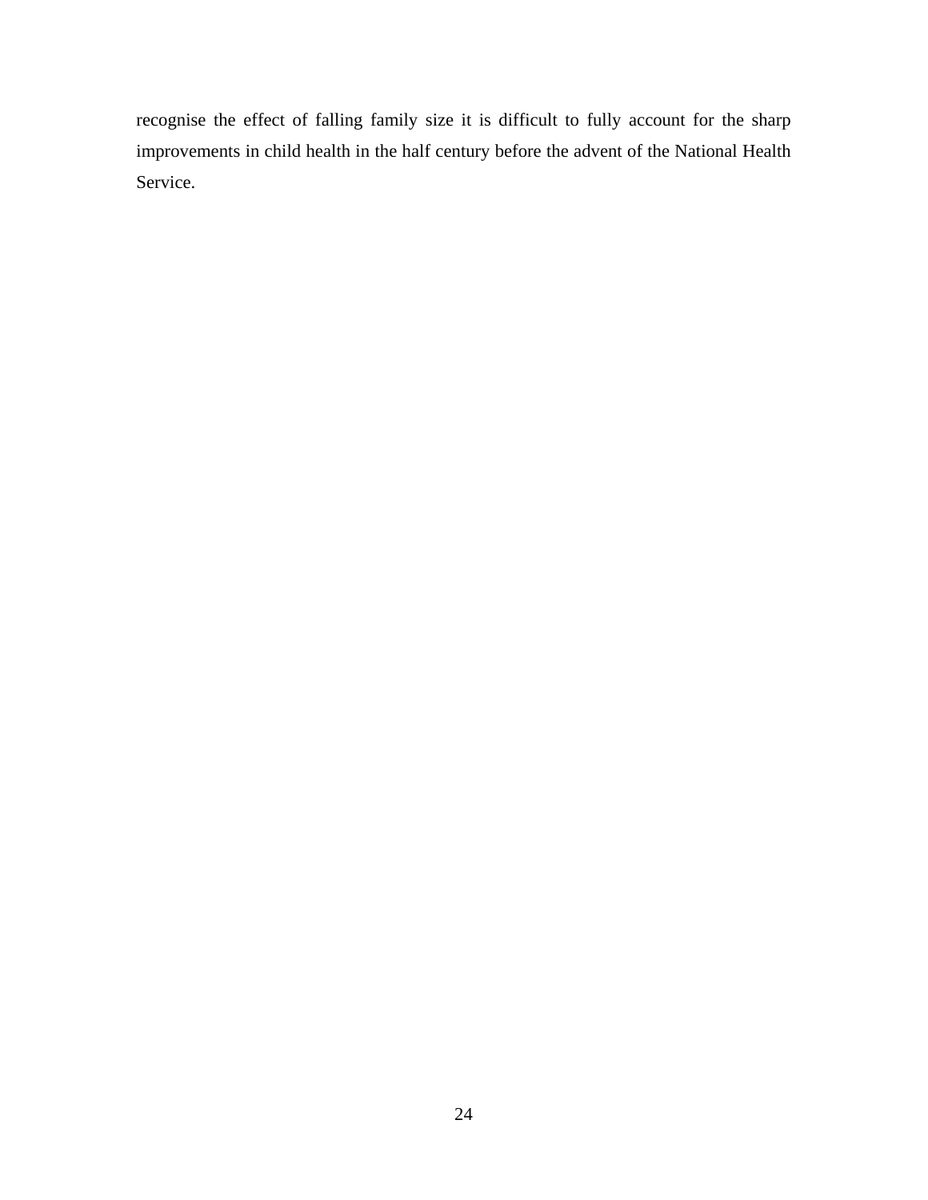recognise the effect of falling family size it is difficult to fully account for the sharp improvements in child health in the half century before the advent of the National Health Service.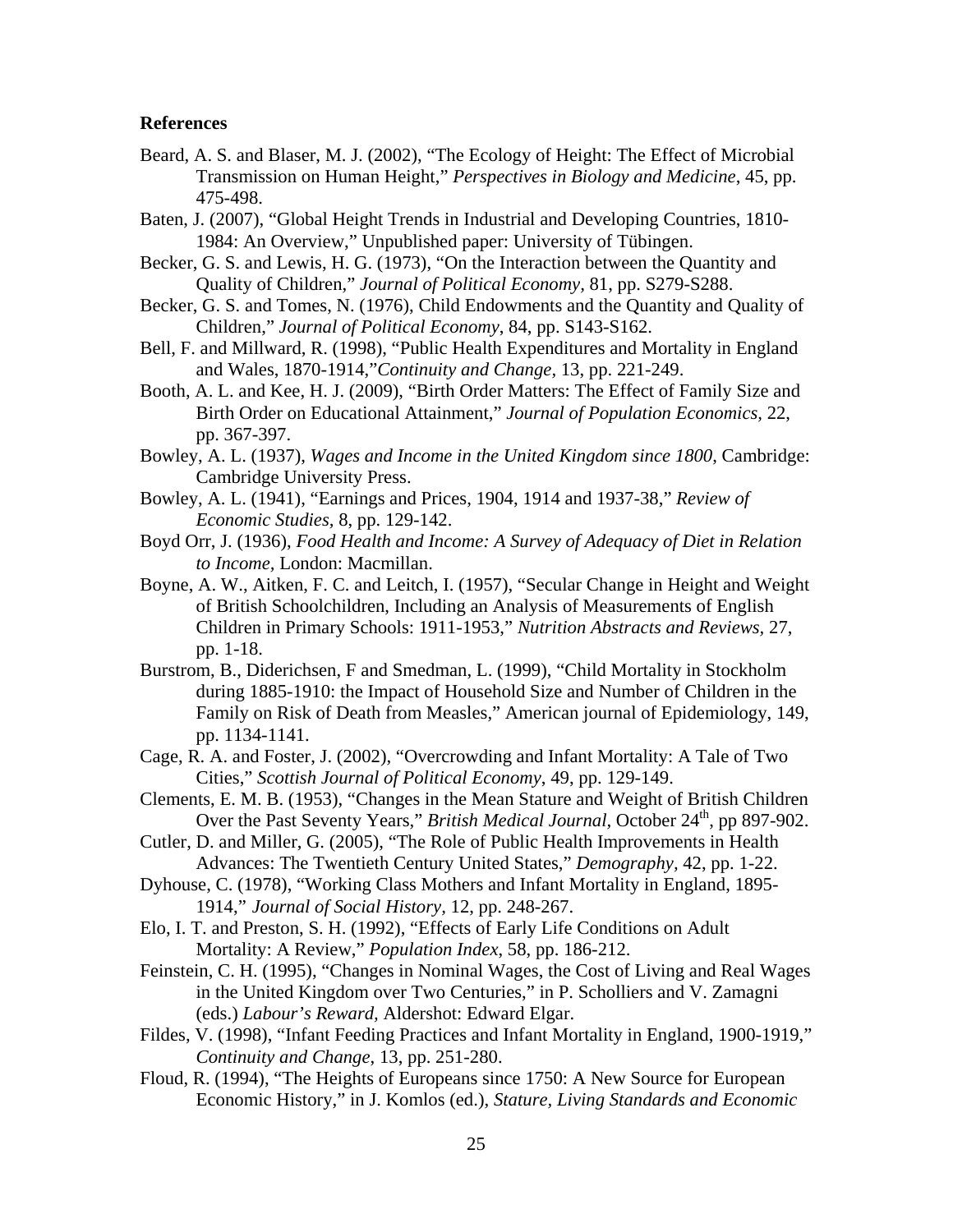**References**

Beard, A. S. and Blaser, M. J. (2002), “The Ecology of Height: The Effect of Microbial Transmission on Human Height,” *Perspectives in Biology and Medicine*, 45, pp. 475-498.

Baten, J. (2007), “Global Height Trends in Industrial and Developing Countries, 1810-1984: An Overview,” Unpublished paper: University of Tübingen.

Becker, G. S. and Lewis, H. G. (1973), “On the Interaction between the Quantity and Quality of Children,” *Journal of Political Economy*, 81, pp. S279-S288.

Becker, G. S. and Tomes, N. (1976), Child Endowments and the Quantity and Quality of Children,” *Journal of Political Economy*, 84, pp. S143-S162.

Bell, F. and Millward, R. (1998), “Public Health Expenditures and Mortality in England and Wales, 1870-1914,”*Continuity and Change*, 13, pp. 221-249.

Booth, A. L. and Kee, H. J. (2009), “Birth Order Matters: The Effect of Family Size and Birth Order on Educational Attainment,” *Journal of Population Economics*, 22, pp. 367-397.

Bowley, A. L. (1937), *Wages and Income in the United Kingdom since 1800*, Cambridge: Cambridge University Press.

Bowley, A. L. (1941), “Earnings and Prices, 1904, 1914 and 1937-38,” *Review of Economic Studies*, 8, pp. 129-142.

Boyd Orr, J. (1936), *Food Health and Income: A Survey of Adequacy of Diet in Relation to Income*, London: Macmillan.

Boyne, A. W., Aitken, F. C. and Leitch, I. (1957), “Secular Change in Height and Weight of British Schoolchildren, Including an Analysis of Measurements of English Children in Primary Schools: 1911-1953,” *Nutrition Abstracts and Reviews*, 27, pp. 1-18.

Burstrom, B., Diderichsen, F and Smedman, L. (1999), “Child Mortality in Stockholm during 1885-1910: the Impact of Household Size and Number of Children in the Family on Risk of Death from Measles,” American journal of Epidemiology, 149, pp. 1134-1141.

Cage, R. A. and Foster, J. (2002), “Overcrowding and Infant Mortality: A Tale of Two Cities,” *Scottish Journal of Political Economy*, 49, pp. 129-149.

Clements, E. M. B. (1953), “Changes in the Mean Stature and Weight of British Children Over the Past Seventy Years,” *British Medical Journal*, October 24th, pp 897-902.

Cutler, D. and Miller, G. (2005), “The Role of Public Health Improvements in Health Advances: The Twentieth Century United States,” *Demography*, 42, pp. 1-22.

Dyhouse, C. (1978), “Working Class Mothers and Infant Mortality in England, 1895-1914,” *Journal of Social History*, 12, pp. 248-267.

Elo, I. T. and Preston, S. H. (1992), “Effects of Early Life Conditions on Adult Mortality: A Review,” *Population Index*, 58, pp. 186-212.

Feinstein, C. H. (1995), “Changes in Nominal Wages, the Cost of Living and Real Wages in the United Kingdom over Two Centuries,” in P. Scholliers and V. Zamagni (eds.) *Labour’s Reward*, Aldershot: Edward Elgar.

Fildes, V. (1998), “Infant Feeding Practices and Infant Mortality in England, 1900-1919,” *Continuity and Change*, 13, pp. 251-280.

Floud, R. (1994), “The Heights of Europeans since 1750: A New Source for European Economic History,” in J. Komlos (ed.), *Stature, Living Standards and Economic*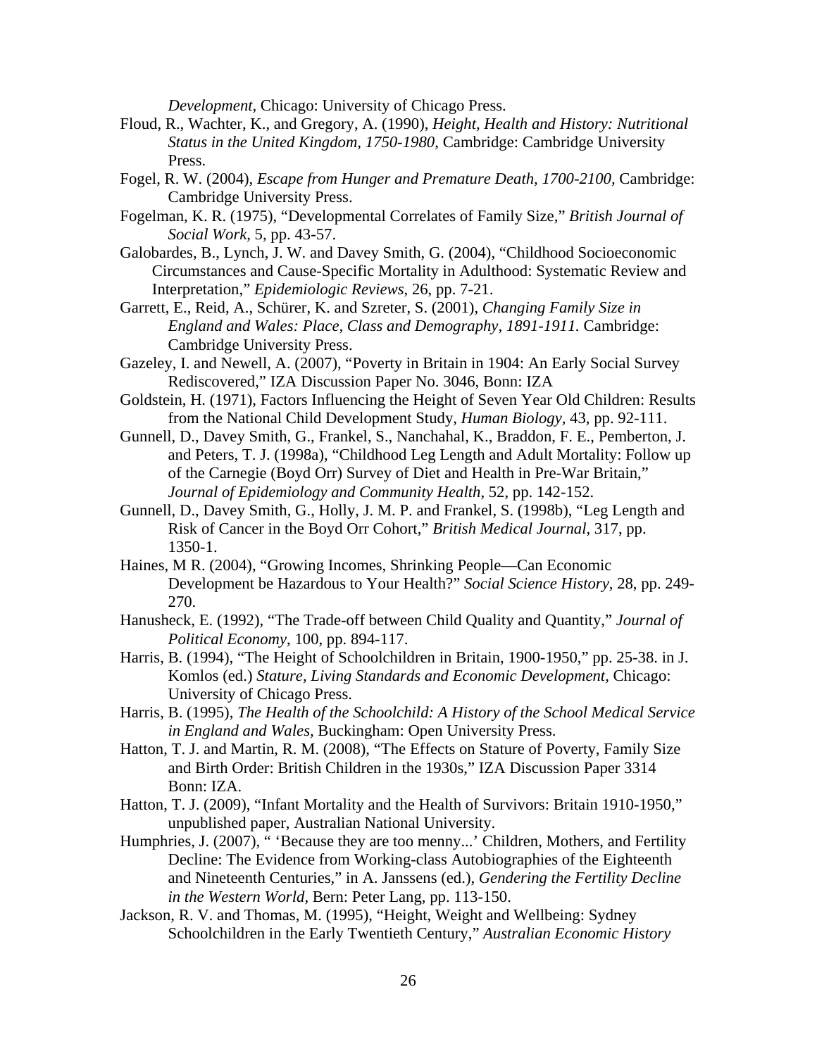*Development,* Chicago: University of Chicago Press.

Floud, R., Wachter, K., and Gregory, A. (1990), *Height, Health and History: Nutritional Status in the United Kingdom, 1750-1980,* Cambridge: Cambridge University Press.

Fogel, R. W. (2004), *Escape from Hunger and Premature Death, 1700-2100,* Cambridge: Cambridge University Press.

Fogelman, K. R. (1975), "Developmental Correlates of Family Size," *British Journal of Social Work*, 5, pp. 43-57.

Galobardes, B., Lynch, J. W. and Davey Smith, G. (2004), "Childhood Socioeconomic Circumstances and Cause-Specific Mortality in Adulthood: Systematic Review and Interpretation," *Epidemiologic Reviews*, 26, pp. 7-21.

Garrett, E., Reid, A., Schürer, K. and Szreter, S. (2001), *Changing Family Size in England and Wales: Place, Class and Demography, 1891-1911.* Cambridge: Cambridge University Press.

Gazeley, I. and Newell, A. (2007), "Poverty in Britain in 1904: An Early Social Survey Rediscovered," IZA Discussion Paper No. 3046, Bonn: IZA

Goldstein, H. (1971), Factors Influencing the Height of Seven Year Old Children: Results from the National Child Development Study, *Human Biology*, 43, pp. 92-111.

Gunnell, D., Davey Smith, G., Frankel, S., Nanchahal, K., Braddon, F. E., Pemberton, J. and Peters, T. J. (1998a), "Childhood Leg Length and Adult Mortality: Follow up of the Carnegie (Boyd Orr) Survey of Diet and Health in Pre-War Britain," *Journal of Epidemiology and Community Health*, 52, pp. 142-152.

Gunnell, D., Davey Smith, G., Holly, J. M. P. and Frankel, S. (1998b), "Leg Length and Risk of Cancer in the Boyd Orr Cohort," *British Medical Journal,* 317, pp. 1350-1.

Haines, M R. (2004), "Growing Incomes, Shrinking People—Can Economic Development be Hazardous to Your Health?" *Social Science History*, 28, pp. 249-270.

Hanusheck, E. (1992), "The Trade-off between Child Quality and Quantity," *Journal of Political Economy*, 100, pp. 894-117.

Harris, B. (1994), "The Height of Schoolchildren in Britain, 1900-1950," pp. 25-38. in J. Komlos (ed.) *Stature, Living Standards and Economic Development,* Chicago: University of Chicago Press.

Harris, B. (1995), *The Health of the Schoolchild: A History of the School Medical Service in England and Wales,* Buckingham: Open University Press.

Hatton, T. J. and Martin, R. M. (2008), "The Effects on Stature of Poverty, Family Size and Birth Order: British Children in the 1930s," IZA Discussion Paper 3314 Bonn: IZA.

Hatton, T. J. (2009), "Infant Mortality and the Health of Survivors: Britain 1910-1950," unpublished paper, Australian National University.

Humphries, J. (2007), " 'Because they are too menny...' Children, Mothers, and Fertility Decline: The Evidence from Working-class Autobiographies of the Eighteenth and Nineteenth Centuries," in A. Janssens (ed.), *Gendering the Fertility Decline in the Western World,* Bern: Peter Lang, pp. 113-150.

Jackson, R. V. and Thomas, M. (1995), "Height, Weight and Wellbeing: Sydney Schoolchildren in the Early Twentieth Century," *Australian Economic History*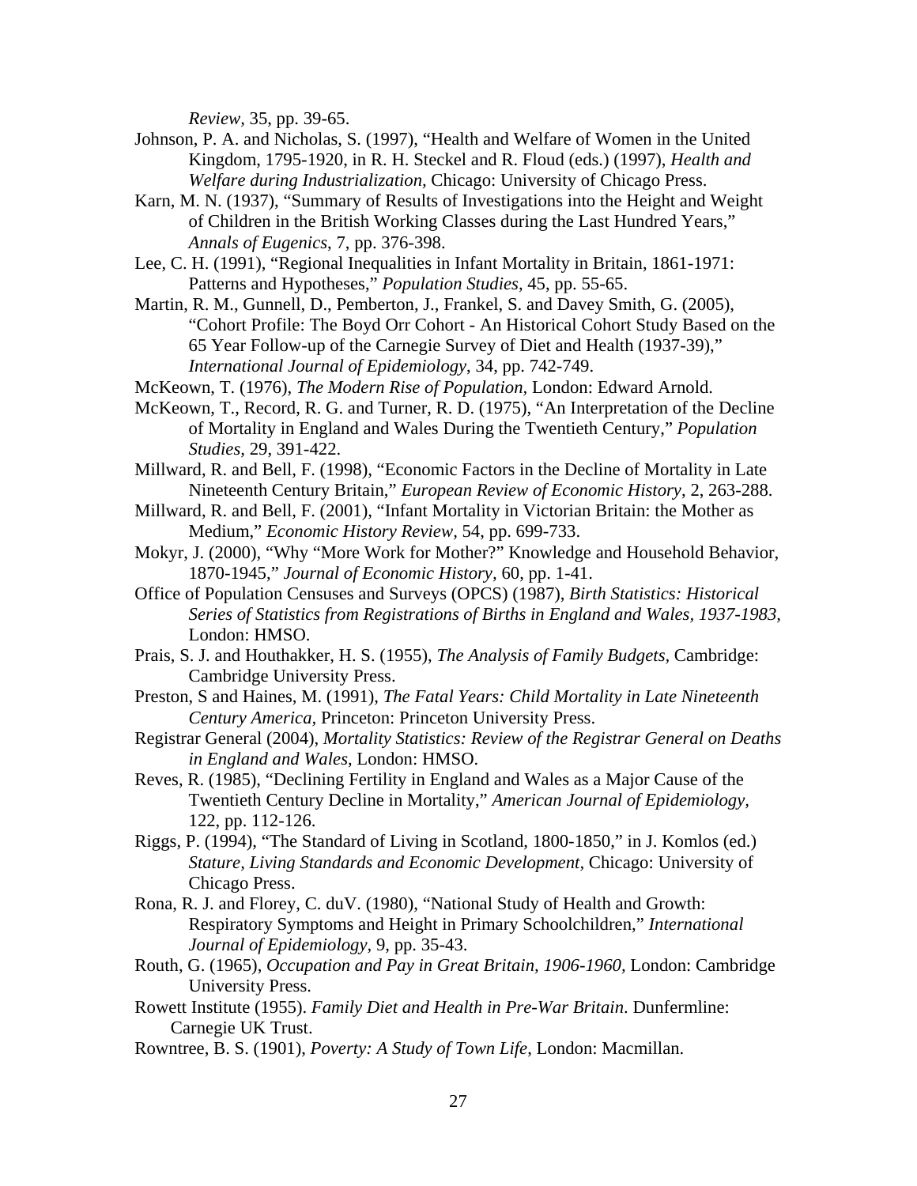*Review*, 35, pp. 39-65.

Johnson, P. A. and Nicholas, S. (1997), "Health and Welfare of Women in the United Kingdom, 1795-1920, in R. H. Steckel and R. Floud (eds.) (1997), *Health and Welfare during Industrialization*, Chicago: University of Chicago Press.

Karn, M. N. (1937), "Summary of Results of Investigations into the Height and Weight of Children in the British Working Classes during the Last Hundred Years," *Annals of Eugenics*, 7, pp. 376-398.

Lee, C. H. (1991), "Regional Inequalities in Infant Mortality in Britain, 1861-1971: Patterns and Hypotheses," *Population Studies*, 45, pp. 55-65.

Martin, R. M., Gunnell, D., Pemberton, J., Frankel, S. and Davey Smith, G. (2005), "Cohort Profile: The Boyd Orr Cohort - An Historical Cohort Study Based on the 65 Year Follow-up of the Carnegie Survey of Diet and Health (1937-39)," *International Journal of Epidemiology*, 34, pp. 742-749.

McKeown, T. (1976), *The Modern Rise of Population*, London: Edward Arnold.

McKeown, T., Record, R. G. and Turner, R. D. (1975), "An Interpretation of the Decline of Mortality in England and Wales During the Twentieth Century," *Population Studies*, 29, 391-422.

Millward, R. and Bell, F. (1998), "Economic Factors in the Decline of Mortality in Late Nineteenth Century Britain," *European Review of Economic History*, 2, 263-288.

Millward, R. and Bell, F. (2001), "Infant Mortality in Victorian Britain: the Mother as Medium," *Economic History Review*, 54, pp. 699-733.

Mokyr, J. (2000), "Why "More Work for Mother?" Knowledge and Household Behavior, 1870-1945," *Journal of Economic History*, 60, pp. 1-41.

Office of Population Censuses and Surveys (OPCS) (1987), *Birth Statistics: Historical Series of Statistics from Registrations of Births in England and Wales, 1937-1983*, London: HMSO.

Prais, S. J. and Houthakker, H. S. (1955), *The Analysis of Family Budgets*, Cambridge: Cambridge University Press.

Preston, S and Haines, M. (1991), *The Fatal Years: Child Mortality in Late Nineteenth Century America*, Princeton: Princeton University Press.

Registrar General (2004), *Mortality Statistics: Review of the Registrar General on Deaths in England and Wales*, London: HMSO.

Reves, R. (1985), "Declining Fertility in England and Wales as a Major Cause of the Twentieth Century Decline in Mortality," *American Journal of Epidemiology*, 122, pp. 112-126.

Riggs, P. (1994), "The Standard of Living in Scotland, 1800-1850," in J. Komlos (ed.) *Stature, Living Standards and Economic Development*, Chicago: University of Chicago Press.

Rona, R. J. and Florey, C. duV. (1980), "National Study of Health and Growth: Respiratory Symptoms and Height in Primary Schoolchildren," *International Journal of Epidemiology*, 9, pp. 35-43.

Routh, G. (1965), *Occupation and Pay in Great Britain, 1906-1960*, London: Cambridge University Press.

Rowett Institute (1955). *Family Diet and Health in Pre-War Britain*. Dunfermline: Carnegie UK Trust.

Rowntree, B. S. (1901), *Poverty: A Study of Town Life*, London: Macmillan.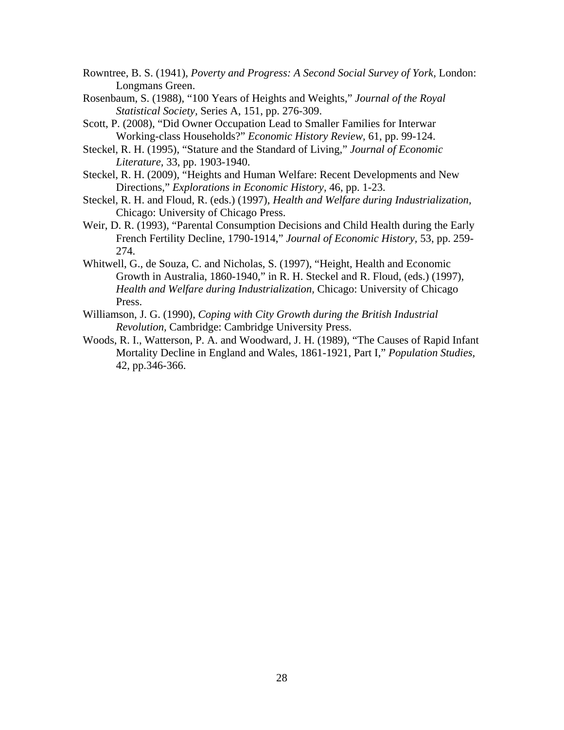Rowntree, B. S. (1941), *Poverty and Progress: A Second Social Survey of York,* London: Longmans Green.

Rosenbaum, S. (1988), "100 Years of Heights and Weights," *Journal of the Royal Statistical Society,* Series A, 151, pp. 276-309.

Scott, P. (2008), "Did Owner Occupation Lead to Smaller Families for Interwar Working-class Households?" *Economic History Review,* 61, pp. 99-124.

Steckel, R. H. (1995), "Stature and the Standard of Living," *Journal of Economic Literature,* 33, pp. 1903-1940.

Steckel, R. H. (2009), "Heights and Human Welfare: Recent Developments and New Directions," *Explorations in Economic History,* 46, pp. 1-23.

Steckel, R. H. and Floud, R. (eds.) (1997), *Health and Welfare during Industrialization,* Chicago: University of Chicago Press.

Weir, D. R. (1993), "Parental Consumption Decisions and Child Health during the Early French Fertility Decline, 1790-1914," *Journal of Economic History,* 53, pp. 259-274.

Whitwell, G., de Souza, C. and Nicholas, S. (1997), "Height, Health and Economic Growth in Australia, 1860-1940," in R. H. Steckel and R. Floud, (eds.) (1997), *Health and Welfare during Industrialization,* Chicago: University of Chicago Press.

Williamson, J. G. (1990), *Coping with City Growth during the British Industrial Revolution,* Cambridge: Cambridge University Press.

Woods, R. I., Watterson, P. A. and Woodward, J. H. (1989), "The Causes of Rapid Infant Mortality Decline in England and Wales, 1861-1921, Part I," *Population Studies,* 42, pp.346-366.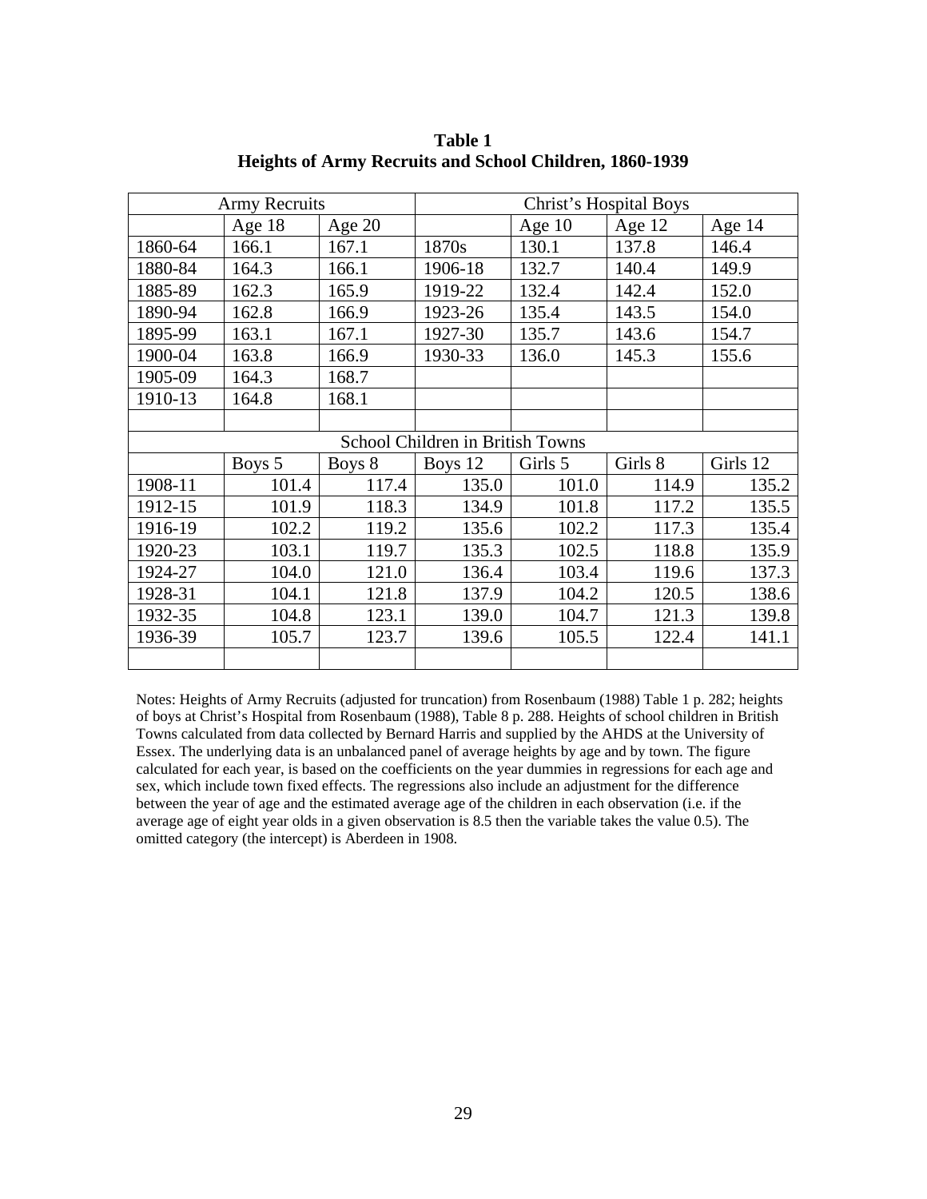**Table 1**
**Heights of Army Recruits and School Children, 1860-1939**

| Army Recruits | | | Christ's Hospital Boys | | | |
|---|---|---|---|---|---|---|
| | Age 18 | Age 20 | | Age 10 | Age 12 | Age 14 |
| 1860-64 | 166.1 | 167.1 | 1870s | 130.1 | 137.8 | 146.4 |
| 1880-84 | 164.3 | 166.1 | 1906-18 | 132.7 | 140.4 | 149.9 |
| 1885-89 | 162.3 | 165.9 | 1919-22 | 132.4 | 142.4 | 152.0 |
| 1890-94 | 162.8 | 166.9 | 1923-26 | 135.4 | 143.5 | 154.0 |
| 1895-99 | 163.1 | 167.1 | 1927-30 | 135.7 | 143.6 | 154.7 |
| 1900-04 | 163.8 | 166.9 | 1930-33 | 136.0 | 145.3 | 155.6 |
| 1905-09 | 164.3 | 168.7 | | | | |
| 1910-13 | 164.8 | 168.1 | | | | |
| | | | | | | |
| School Children in British Towns | | | | | | |
| | Boys 5 | Boys 8 | Boys 12 | Girls 5 | Girls 8 | Girls 12 |
| 1908-11 | 101.4 | 117.4 | 135.0 | 101.0 | 114.9 | 135.2 |
| 1912-15 | 101.9 | 118.3 | 134.9 | 101.8 | 117.2 | 135.5 |
| 1916-19 | 102.2 | 119.2 | 135.6 | 102.2 | 117.3 | 135.4 |
| 1920-23 | 103.1 | 119.7 | 135.3 | 102.5 | 118.8 | 135.9 |
| 1924-27 | 104.0 | 121.0 | 136.4 | 103.4 | 119.6 | 137.3 |
| 1928-31 | 104.1 | 121.8 | 137.9 | 104.2 | 120.5 | 138.6 |
| 1932-35 | 104.8 | 123.1 | 139.0 | 104.7 | 121.3 | 139.8 |
| 1936-39 | 105.7 | 123.7 | 139.6 | 105.5 | 122.4 | 141.1 |

Notes: Heights of Army Recruits (adjusted for truncation) from Rosenbaum (1988) Table 1 p. 282; heights of boys at Christ's Hospital from Rosenbaum (1988), Table 8 p. 288. Heights of school children in British Towns calculated from data collected by Bernard Harris and supplied by the AHDS at the University of Essex. The underlying data is an unbalanced panel of average heights by age and by town. The figure calculated for each year, is based on the coefficients on the year dummies in regressions for each age and sex, which include town fixed effects. The regressions also include an adjustment for the difference between the year of age and the estimated average age of the children in each observation (i.e. if the average age of eight year olds in a given observation is 8.5 then the variable takes the value 0.5). The omitted category (the intercept) is Aberdeen in 1908.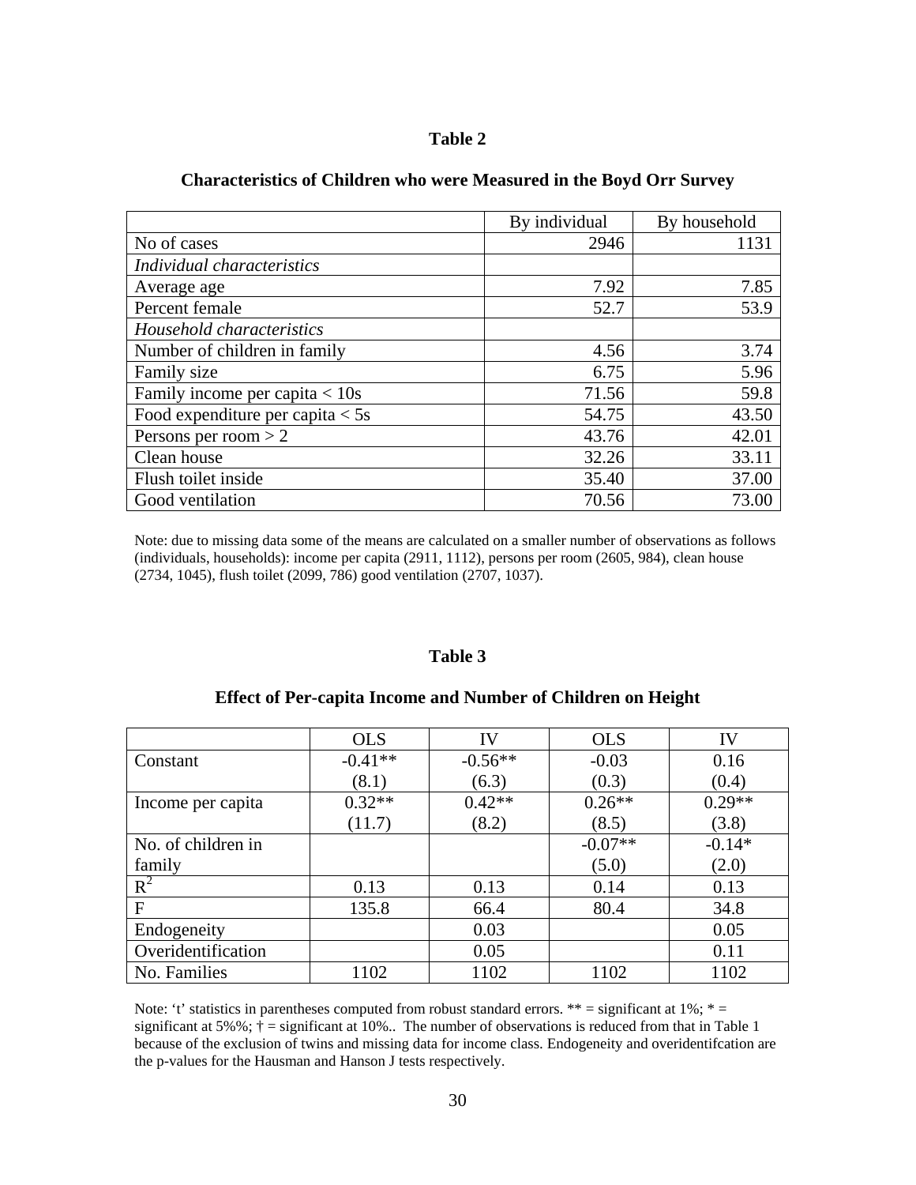**Table 2**

**Characteristics of Children who were Measured in the Boyd Orr Survey**

| | By individual | By household |
|---|---|---|
| No of cases | 2946 | 1131 |
| *Individual characteristics* | | |
| Average age | 7.92 | 7.85 |
| Percent female | 52.7 | 53.9 |
| *Household characteristics* | | |
| Number of children in family | 4.56 | 3.74 |
| Family size | 6.75 | 5.96 |
| Family income per capita < 10s | 71.56 | 59.8 |
| Food expenditure per capita < 5s | 54.75 | 43.50 |
| Persons per room > 2 | 43.76 | 42.01 |
| Clean house | 32.26 | 33.11 |
| Flush toilet inside | 35.40 | 37.00 |
| Good ventilation | 70.56 | 73.00 |

Note: due to missing data some of the means are calculated on a smaller number of observations as follows (individuals, households): income per capita (2911, 1112), persons per room (2605, 984), clean house (2734, 1045), flush toilet (2099, 786) good ventilation (2707, 1037).

**Table 3**

**Effect of Per-capita Income and Number of Children on Height**

| | OLS | IV | OLS | IV |
|---|---|---|---|---|
| Constant | -0.41** | -0.56** | -0.03 | 0.16 |
| | (8.1) | (6.3) | (0.3) | (0.4) |
| Income per capita | 0.32** | 0.42** | 0.26** | 0.29** |
| | (11.7) | (8.2) | (8.5) | (3.8) |
| No. of children in family | | | -0.07** | -0.14* |
| | | | (5.0) | (2.0) |
| $R^2$ | 0.13 | 0.13 | 0.14 | 0.13 |
| F | 135.8 | 66.4 | 80.4 | 34.8 |
| Endogeneity | | 0.03 | | 0.05 |
| Overidentification | | 0.05 | | 0.11 |
| No. Families | 1102 | 1102 | 1102 | 1102 |

Note: 't' statistics in parentheses computed from robust standard errors. ** = significant at 1%; * = significant at 5%%; † = significant at 10%.. The number of observations is reduced from that in Table 1 because of the exclusion of twins and missing data for income class. Endogeneity and overidentifcation are the p-values for the Hausman and Hanson J tests respectively.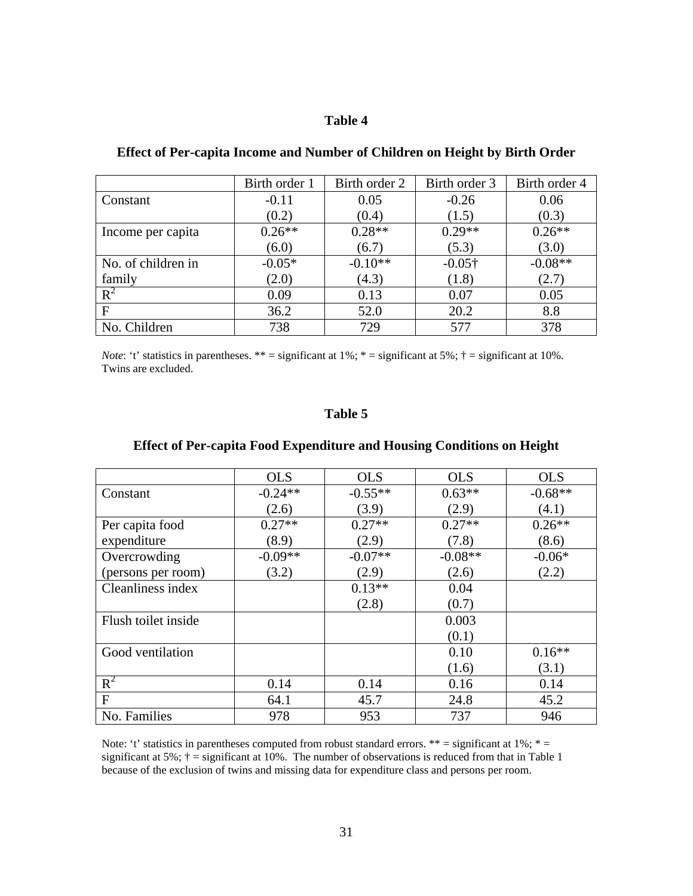## Table 4

### Effect of Per-capita Income and Number of Children on Height by Birth Order

| | Birth order 1 | Birth order 2 | Birth order 3 | Birth order 4 |
|---|---|---|---|---|
| Constant | -0.11<br>(0.2) | 0.05<br>(0.4) | -0.26<br>(1.5) | 0.06<br>(0.3) |
| Income per capita | 0.26**<br>(6.0) | 0.28**<br>(6.7) | 0.29**<br>(5.3) | 0.26**<br>(3.0) |
| No. of children in family | -0.05*<br>(2.0) | -0.10**<br>(4.3) | -0.05†<br>(1.8) | -0.08**<br>(2.7) |
| $R^2$ | 0.09 | 0.13 | 0.07 | 0.05 |
| F | 36.2 | 52.0 | 20.2 | 8.8 |
| No. Children | 738 | 729 | 577 | 378 |

*Note*: 't' statistics in parentheses. ** = significant at 1%; * = significant at 5%; † = significant at 10%. Twins are excluded.

## Table 5

### Effect of Per-capita Food Expenditure and Housing Conditions on Height

| | OLS | OLS | OLS | OLS |
|---|---|---|---|---|
| Constant | -0.24**<br>(2.6) | -0.55**<br>(3.9) | 0.63**<br>(2.9) | -0.68**<br>(4.1) |
| Per capita food expenditure | 0.27**<br>(8.9) | 0.27**<br>(2.9) | 0.27**<br>(7.8) | 0.26**<br>(8.6) |
| Overcrowding (persons per room) | -0.09**<br>(3.2) | -0.07**<br>(2.9) | -0.08**<br>(2.6) | -0.06*<br>(2.2) |
| Cleanliness index | | 0.13**<br>(2.8) | 0.04<br>(0.7) | |
| Flush toilet inside | | | 0.003<br>(0.1) | |
| Good ventilation | | | 0.10<br>(1.6) | 0.16**<br>(3.1) |
| $R^2$ | 0.14 | 0.14 | 0.16 | 0.14 |
| F | 64.1 | 45.7 | 24.8 | 45.2 |
| No. Families | 978 | 953 | 737 | 946 |

Note: 't' statistics in parentheses computed from robust standard errors. ** = significant at 1%; * = significant at 5%; † = significant at 10%. The number of observations is reduced from that in Table 1 because of the exclusion of twins and missing data for expenditure class and persons per room.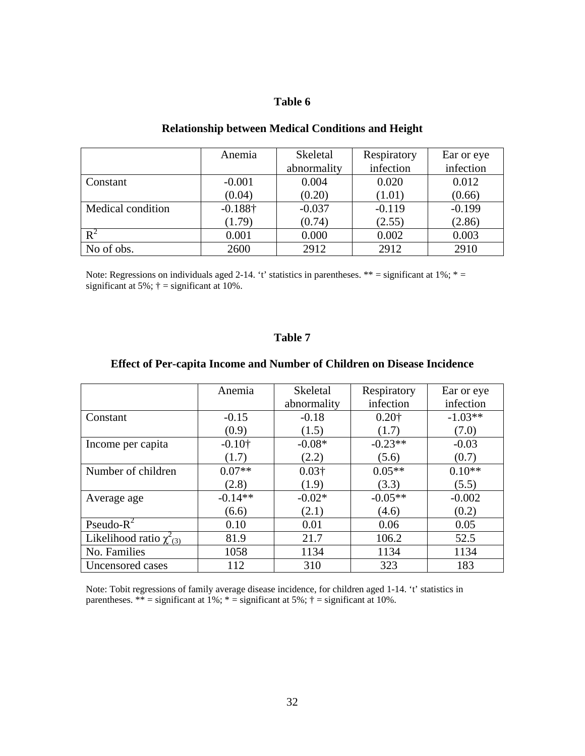**Table 6**

**Relationship between Medical Conditions and Height**

| | Anemia | Skeletal abnormality | Respiratory infection | Ear or eye infection |
|---|---|---|---|---|
| Constant | -0.001 | 0.004 | 0.020 | 0.012 |
| | (0.04) | (0.20) | (1.01) | (0.66) |
| Medical condition | -0.188† | -0.037 | -0.119 | -0.199 |
| | (1.79) | (0.74) | (2.55) | (2.86) |
| $R^2$ | 0.001 | 0.000 | 0.002 | 0.003 |
| No of obs. | 2600 | 2912 | 2912 | 2910 |

Note: Regressions on individuals aged 2-14. 't' statistics in parentheses. ** = significant at 1%; * = significant at 5%; † = significant at 10%.

**Table 7**

**Effect of Per-capita Income and Number of Children on Disease Incidence**

| | Anemia | Skeletal abnormality | Respiratory infection | Ear or eye infection |
|---|---|---|---|---|
| Constant | -0.15 | -0.18 | 0.20† | -1.03** |
| | (0.9) | (1.5) | (1.7) | (7.0) |
| Income per capita | -0.10† | -0.08* | -0.23** | -0.03 |
| | (1.7) | (2.2) | (5.6) | (0.7) |
| Number of children | 0.07** | 0.03† | 0.05** | 0.10** |
| | (2.8) | (1.9) | (3.3) | (5.5) |
| Average age | -0.14** | -0.02* | -0.05** | -0.002 |
| | (6.6) | (2.1) | (4.6) | (0.2) |
| Pseudo-$R^2$ | 0.10 | 0.01 | 0.06 | 0.05 |
| Likelihood ratio $\chi^2_{(3)}$ | 81.9 | 21.7 | 106.2 | 52.5 |
| No. Families | 1058 | 1134 | 1134 | 1134 |
| Uncensored cases | 112 | 310 | 323 | 183 |

Note: Tobit regressions of family average disease incidence, for children aged 1-14. 't' statistics in parentheses. ** = significant at 1%; * = significant at 5%; † = significant at 10%.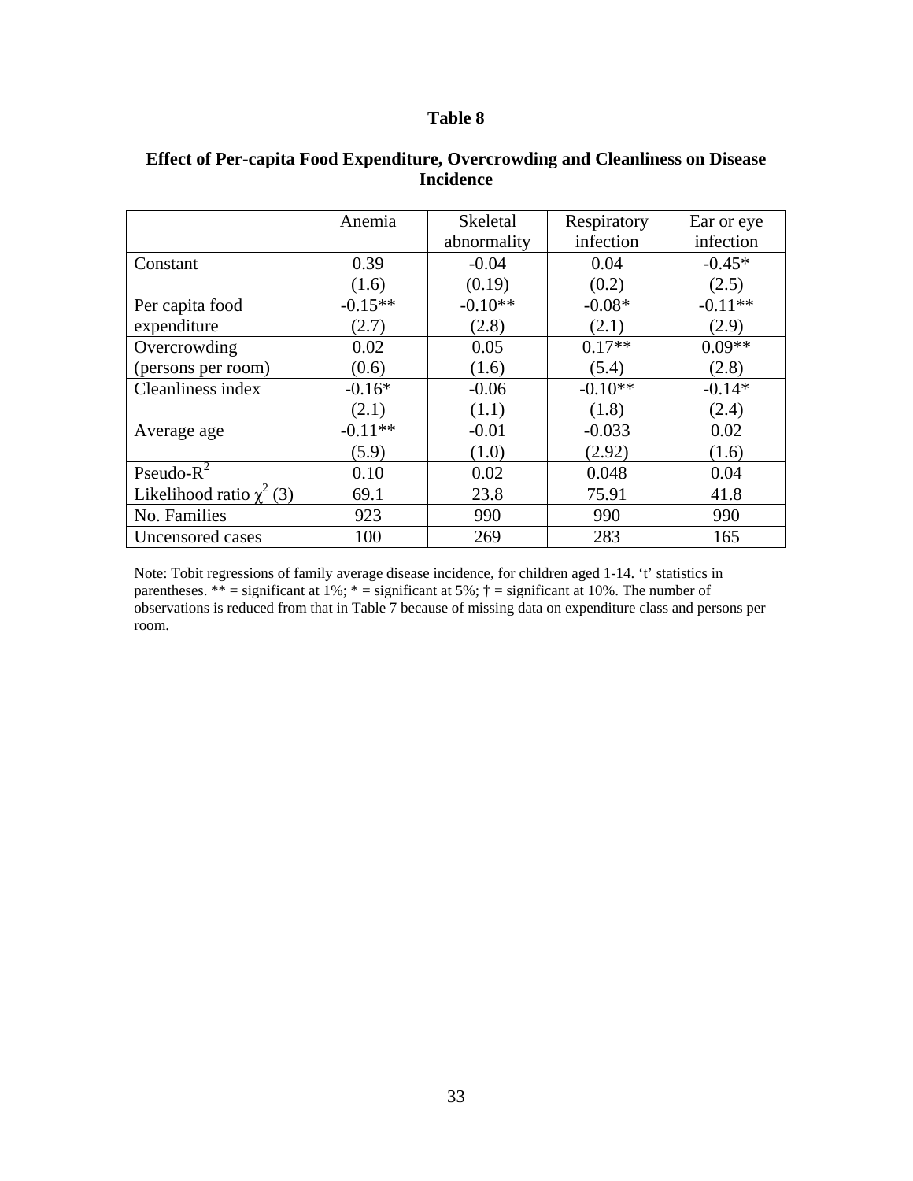**Table 8**

**Effect of Per-capita Food Expenditure, Overcrowding and Cleanliness on Disease Incidence**

| | Anemia | Skeletal abnormality | Respiratory infection | Ear or eye infection |
|---|---|---|---|---|
| Constant | 0.39<br>(1.6) | -0.04<br>(0.19) | 0.04<br>(0.2) | -0.45*<br>(2.5) |
| Per capita food expenditure | -0.15**<br>(2.7) | -0.10**<br>(2.8) | -0.08*<br>(2.1) | -0.11**<br>(2.9) |
| Overcrowding (persons per room) | 0.02<br>(0.6) | 0.05<br>(1.6) | 0.17**<br>(5.4) | 0.09**<br>(2.8) |
| Cleanliness index | -0.16*<br>(2.1) | -0.06<br>(1.1) | -0.10**<br>(1.8) | -0.14*<br>(2.4) |
| Average age | -0.11**<br>(5.9) | -0.01<br>(1.0) | -0.033<br>(2.92) | 0.02<br>(1.6) |
| Pseudo-$R^2$ | 0.10 | 0.02 | 0.048 | 0.04 |
| Likelihood ratio $\chi^2$ (3) | 69.1 | 23.8 | 75.91 | 41.8 |
| No. Families | 923 | 990 | 990 | 990 |
| Uncensored cases | 100 | 269 | 283 | 165 |

Note: Tobit regressions of family average disease incidence, for children aged 1-14. 't' statistics in parentheses. ** = significant at 1%; * = significant at 5%; † = significant at 10%. The number of observations is reduced from that in Table 7 because of missing data on expenditure class and persons per room.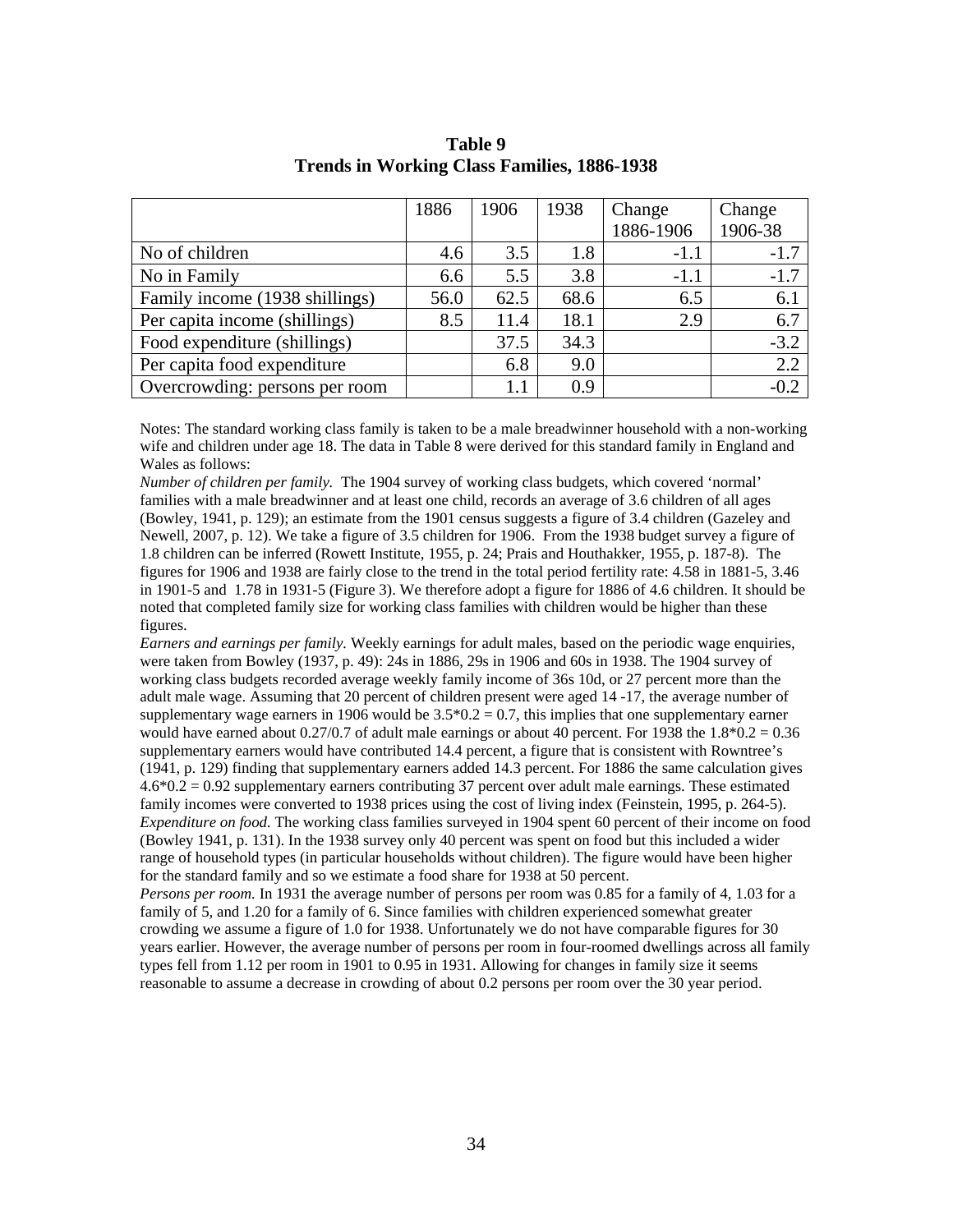**Table 9**
**Trends in Working Class Families, 1886-1938**

| | 1886 | 1906 | 1938 | Change 1886-1906 | Change 1906-38 |
|---|---|---|---|---|---|
| No of children | 4.6 | 3.5 | 1.8 | -1.1 | -1.7 |
| No in Family | 6.6 | 5.5 | 3.8 | -1.1 | -1.7 |
| Family income (1938 shillings) | 56.0 | 62.5 | 68.6 | 6.5 | 6.1 |
| Per capita income (shillings) | 8.5 | 11.4 | 18.1 | 2.9 | 6.7 |
| Food expenditure (shillings) | | 37.5 | 34.3 | | -3.2 |
| Per capita food expenditure | | 6.8 | 9.0 | | 2.2 |
| Overcrowding: persons per room | | 1.1 | 0.9 | | -0.2 |

Notes: The standard working class family is taken to be a male breadwinner household with a non-working wife and children under age 18. The data in Table 8 were derived for this standard family in England and Wales as follows:

*Number of children per family.* The 1904 survey of working class budgets, which covered 'normal' families with a male breadwinner and at least one child, records an average of 3.6 children of all ages (Bowley, 1941, p. 129); an estimate from the 1901 census suggests a figure of 3.4 children (Gazeley and Newell, 2007, p. 12). We take a figure of 3.5 children for 1906. From the 1938 budget survey a figure of 1.8 children can be inferred (Rowett Institute, 1955, p. 24; Prais and Houthakker, 1955, p. 187-8). The figures for 1906 and 1938 are fairly close to the trend in the total period fertility rate: 4.58 in 1881-5, 3.46 in 1901-5 and 1.78 in 1931-5 (Figure 3). We therefore adopt a figure for 1886 of 4.6 children. It should be noted that completed family size for working class families with children would be higher than these figures.

*Earners and earnings per family.* Weekly earnings for adult males, based on the periodic wage enquiries, were taken from Bowley (1937, p. 49): 24s in 1886, 29s in 1906 and 60s in 1938. The 1904 survey of working class budgets recorded average weekly family income of 36s 10d, or 27 percent more than the adult male wage. Assuming that 20 percent of children present were aged 14 -17, the average number of supplementary wage earners in 1906 would be 3.5*0.2 = 0.7, this implies that one supplementary earner would have earned about 0.27/0.7 of adult male earnings or about 40 percent. For 1938 the 1.8*0.2 = 0.36 supplementary earners would have contributed 14.4 percent, a figure that is consistent with Rowntree's (1941, p. 129) finding that supplementary earners added 14.3 percent. For 1886 the same calculation gives 4.6*0.2 = 0.92 supplementary earners contributing 37 percent over adult male earnings. These estimated family incomes were converted to 1938 prices using the cost of living index (Feinstein, 1995, p. 264-5).

*Expenditure on food.* The working class families surveyed in 1904 spent 60 percent of their income on food (Bowley 1941, p. 131). In the 1938 survey only 40 percent was spent on food but this included a wider range of household types (in particular households without children). The figure would have been higher for the standard family and so we estimate a food share for 1938 at 50 percent.

*Persons per room.* In 1931 the average number of persons per room was 0.85 for a family of 4, 1.03 for a family of 5, and 1.20 for a family of 6. Since families with children experienced somewhat greater crowding we assume a figure of 1.0 for 1938. Unfortunately we do not have comparable figures for 30 years earlier. However, the average number of persons per room in four-roomed dwellings across all family types fell from 1.12 per room in 1901 to 0.95 in 1931. Allowing for changes in family size it seems reasonable to assume a decrease in crowding of about 0.2 persons per room over the 30 year period.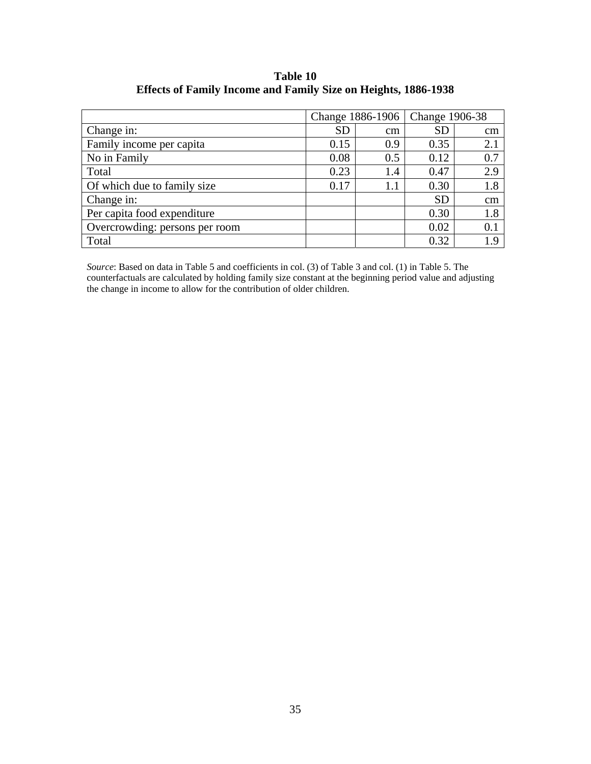**Table 10**
**Effects of Family Income and Family Size on Heights, 1886-1938**

| | Change 1886-1906 | | Change 1906-38 | |
|---|---|---|---|---|
| Change in: | SD | cm | SD | cm |
| Family income per capita | 0.15 | 0.9 | 0.35 | 2.1 |
| No in Family | 0.08 | 0.5 | 0.12 | 0.7 |
| Total | 0.23 | 1.4 | 0.47 | 2.9 |
| Of which due to family size | 0.17 | 1.1 | 0.30 | 1.8 |
| Change in: | | | SD | cm |
| Per capita food expenditure | | | 0.30 | 1.8 |
| Overcrowding: persons per room | | | 0.02 | 0.1 |
| Total | | | 0.32 | 1.9 |

*Source*: Based on data in Table 5 and coefficients in col. (3) of Table 3 and col. (1) in Table 5. The counterfactuals are calculated by holding family size constant at the beginning period value and adjusting the change in income to allow for the contribution of older children.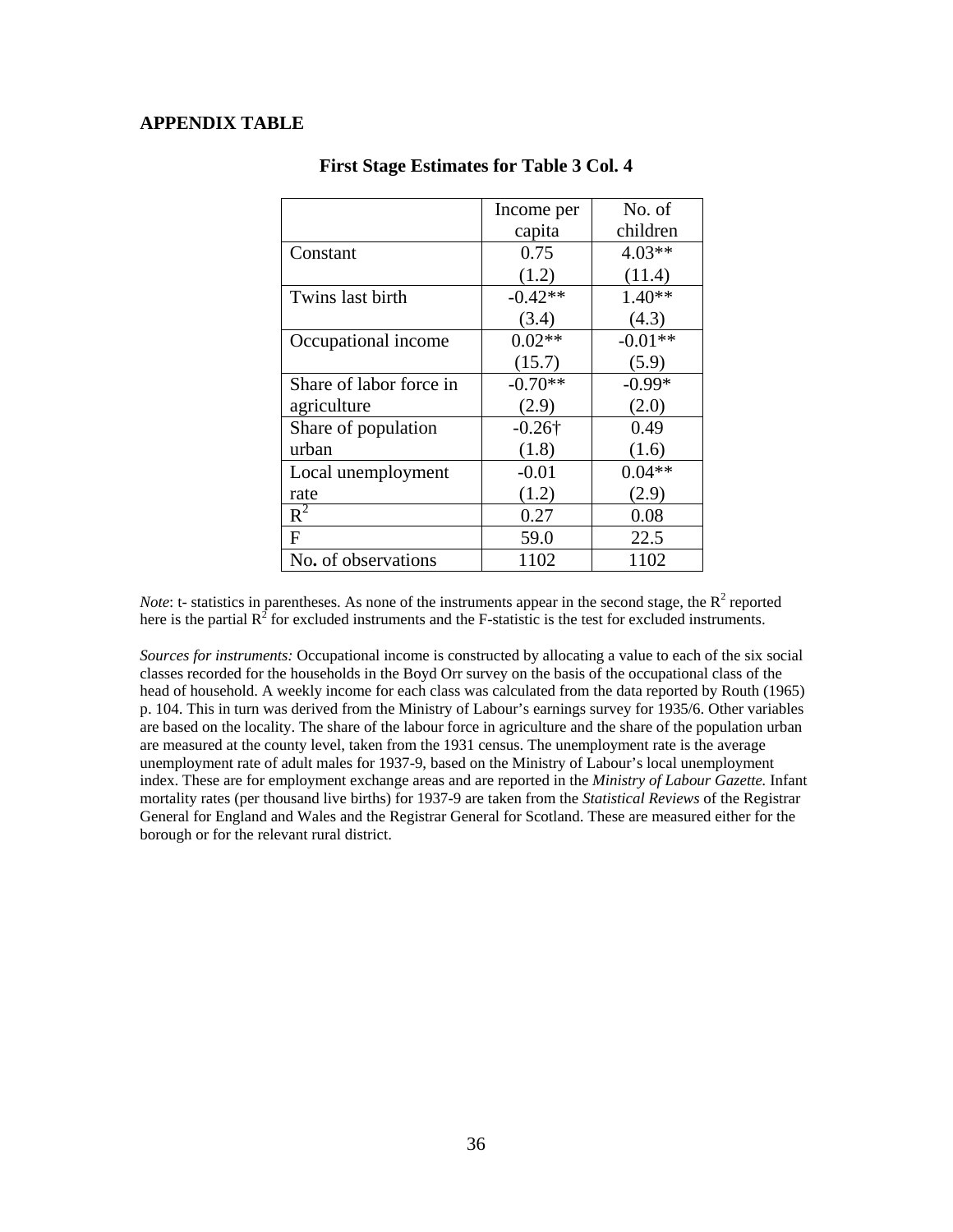## APPENDIX TABLE

**First Stage Estimates for Table 3 Col. 4**

| | Income per capita | No. of children |
|---|---|---|
| Constant | 0.75<br>(1.2) | 4.03**<br>(11.4) |
| Twins last birth | -0.42**<br>(3.4) | 1.40**<br>(4.3) |
| Occupational income | 0.02**<br>(15.7) | -0.01**<br>(5.9) |
| Share of labor force in agriculture | -0.70**<br>(2.9) | -0.99*<br>(2.0) |
| Share of population urban | -0.26†<br>(1.8) | 0.49<br>(1.6) |
| Local unemployment rate | -0.01<br>(1.2) | 0.04**<br>(2.9) |
| $R^2$ | 0.27 | 0.08 |
| F | 59.0 | 22.5 |
| No. of observations | 1102 | 1102 |

*Note*: t- statistics in parentheses. As none of the instruments appear in the second stage, the $R^2$ reported here is the partial $R^2$ for excluded instruments and the F-statistic is the test for excluded instruments.

*Sources for instruments:* Occupational income is constructed by allocating a value to each of the six social classes recorded for the households in the Boyd Orr survey on the basis of the occupational class of the head of household. A weekly income for each class was calculated from the data reported by Routh (1965) p. 104. This in turn was derived from the Ministry of Labour's earnings survey for 1935/6. Other variables are based on the locality. The share of the labour force in agriculture and the share of the population urban are measured at the county level, taken from the 1931 census. The unemployment rate is the average unemployment rate of adult males for 1937-9, based on the Ministry of Labour's local unemployment index. These are for employment exchange areas and are reported in the *Ministry of Labour Gazette.* Infant mortality rates (per thousand live births) for 1937-9 are taken from the *Statistical Reviews* of the Registrar General for England and Wales and the Registrar General for Scotland. These are measured either for the borough or for the relevant rural district.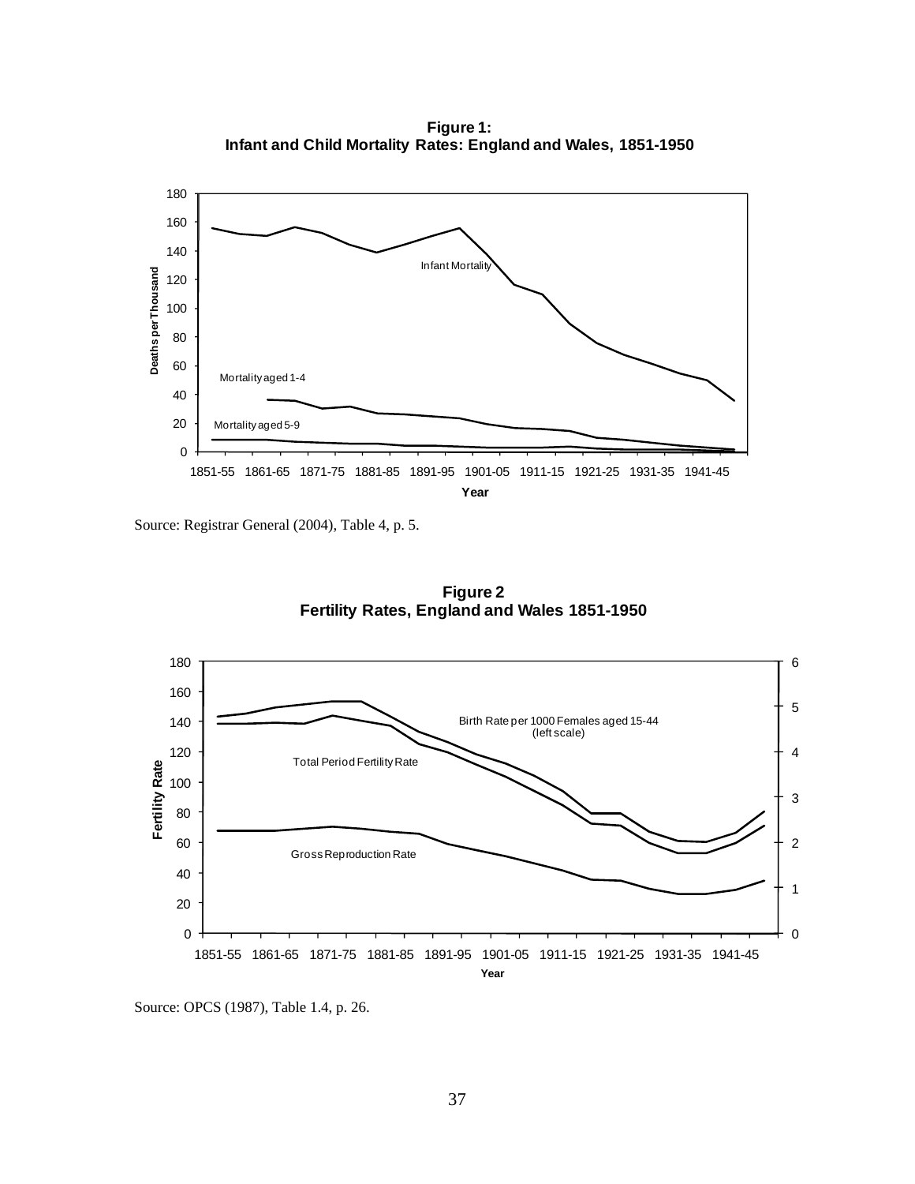**Figure 1:**
**Infant and Child Mortality Rates: England and Wales, 1851-1950**

Source: Registrar General (2004), Table 4, p. 5.

**Figure 2**
**Fertility Rates, England and Wales 1851-1950**

Source: OPCS (1987), Table 1.4, p. 26.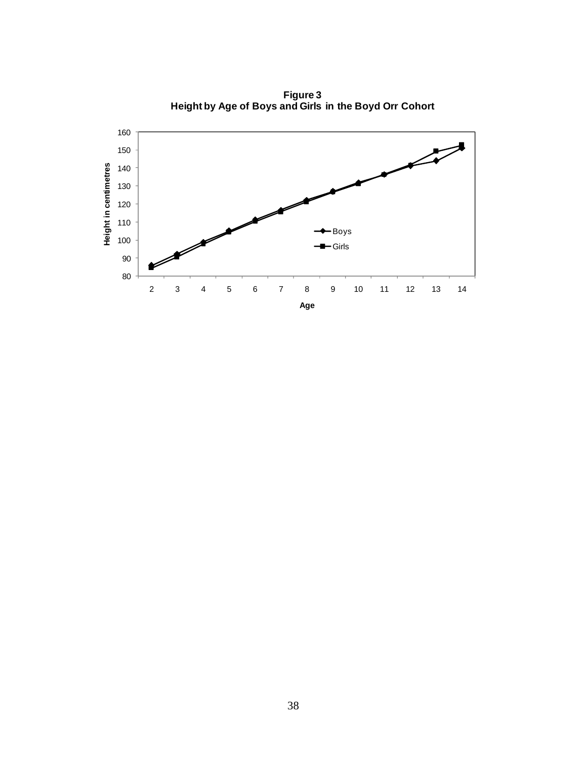**Figure 3**
**Height by Age of Boys and Girls in the Boyd Orr Cohort**

160
150
140
130
120
110
100
90
80

Height in centimetres

Boys
Girls

2 3 4 5 6 7 8 9 10 11 12 13 14

Age